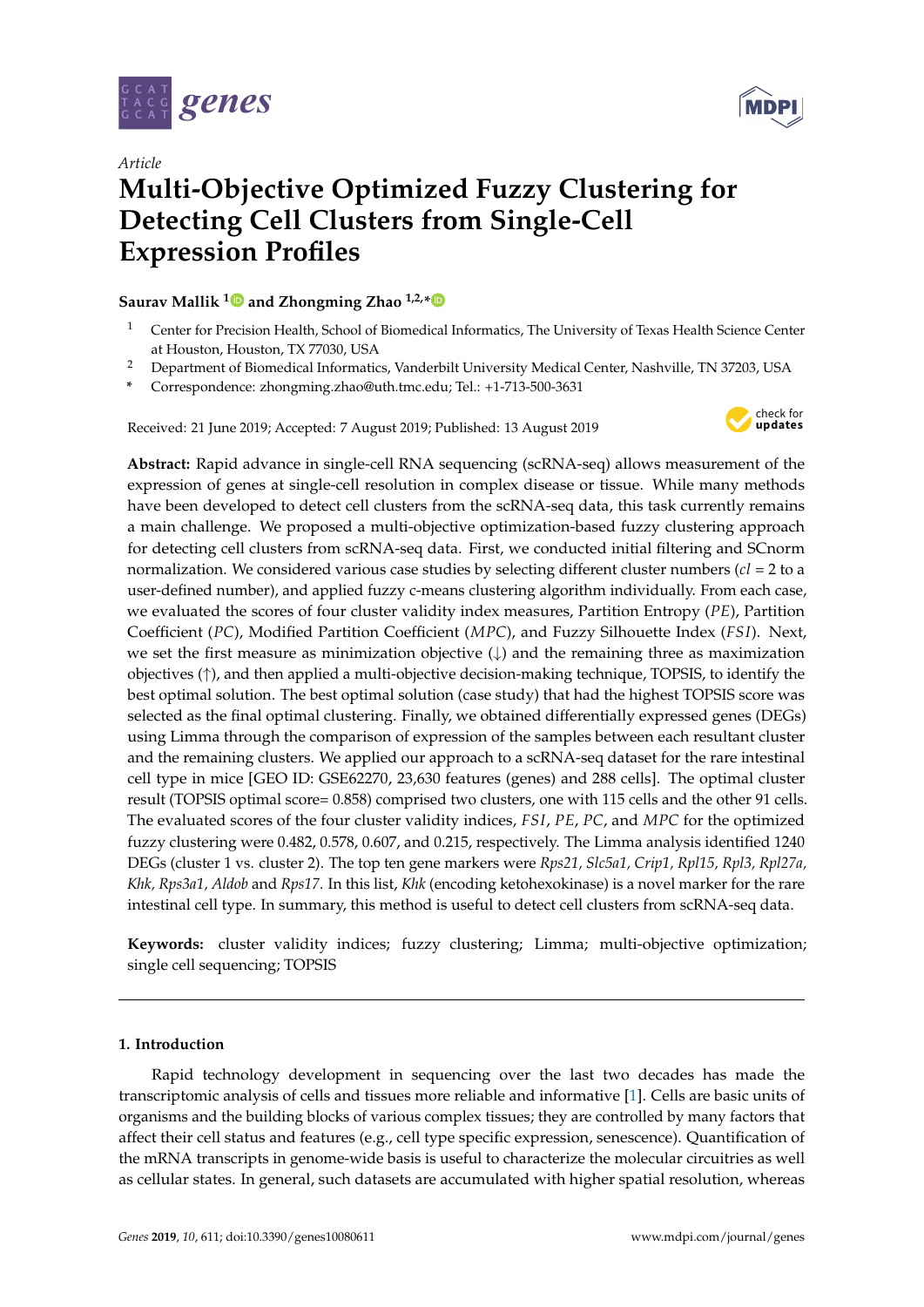*Article*

# Multi-Objective Optimized Fuzzy Clustering for Detecting Cell Clusters from Single-Cell Expression Profiles

**Saurav Mallik [1] and Zhongming Zhao [1,2,*]**

[1] Center for Precision Health, School of Biomedical Informatics, The University of Texas Health Science Center at Houston, Houston, TX 77030, USA

[2] Department of Biomedical Informatics, Vanderbilt University Medical Center, Nashville, TN 37203, USA

\* Correspondence: zhongming.zhao@uth.tmc.edu; Tel.: +1-713-500-3631

Received: 21 June 2019; Accepted: 7 August 2019; Published: 13 August 2019

**Abstract:** Rapid advance in single-cell RNA sequencing (scRNA-seq) allows measurement of the expression of genes at single-cell resolution in complex disease or tissue. While many methods have been developed to detect cell clusters from the scRNA-seq data, this task currently remains a main challenge. We proposed a multi-objective optimization-based fuzzy clustering approach for detecting cell clusters from scRNA-seq data. First, we conducted initial filtering and SCnorm normalization. We considered various case studies by selecting different cluster numbers ($cl$ = 2 to a user-defined number), and applied fuzzy c-means clustering algorithm individually. From each case, we evaluated the scores of four cluster validity index measures, Partition Entropy ($PE$), Partition Coefficient ($PC$), Modified Partition Coefficient ($MPC$), and Fuzzy Silhouette Index ($FSI$). Next, we set the first measure as minimization objective (↓) and the remaining three as maximization objectives (↑), and then applied a multi-objective decision-making technique, TOPSIS, to identify the best optimal solution. The best optimal solution (case study) that had the highest TOPSIS score was selected as the final optimal clustering. Finally, we obtained differentially expressed genes (DEGs) using Limma through the comparison of expression of the samples between each resultant cluster and the remaining clusters. We applied our approach to a scRNA-seq dataset for the rare intestinal cell type in mice [GEO ID: GSE62270, 23,630 features (genes) and 288 cells]. The optimal cluster result (TOPSIS optimal score= 0.858) comprised two clusters, one with 115 cells and the other 91 cells. The evaluated scores of the four cluster validity indices, $FSI$, $PE$, $PC$, and $MPC$ for the optimized fuzzy clustering were 0.482, 0.578, 0.607, and 0.215, respectively. The Limma analysis identified 1240 DEGs (cluster 1 vs. cluster 2). The top ten gene markers were *Rps21, Slc5a1, Crip1, Rpl15, Rpl3, Rpl27a, Khk, Rps3a1, Aldob* and *Rps17*. In this list, *Khk* (encoding ketohexokinase) is a novel marker for the rare intestinal cell type. In summary, this method is useful to detect cell clusters from scRNA-seq data.

**Keywords:** cluster validity indices; fuzzy clustering; Limma; multi-objective optimization; single cell sequencing; TOPSIS

## 1. Introduction

Rapid technology development in sequencing over the last two decades has made the transcriptomic analysis of cells and tissues more reliable and informative [1]. Cells are basic units of organisms and the building blocks of various complex tissues; they are controlled by many factors that affect their cell status and features (e.g., cell type specific expression, senescence). Quantification of the mRNA transcripts in genome-wide basis is useful to characterize the molecular circuitries as well as cellular states. In general, such datasets are accumulated with higher spatial resolution, whereas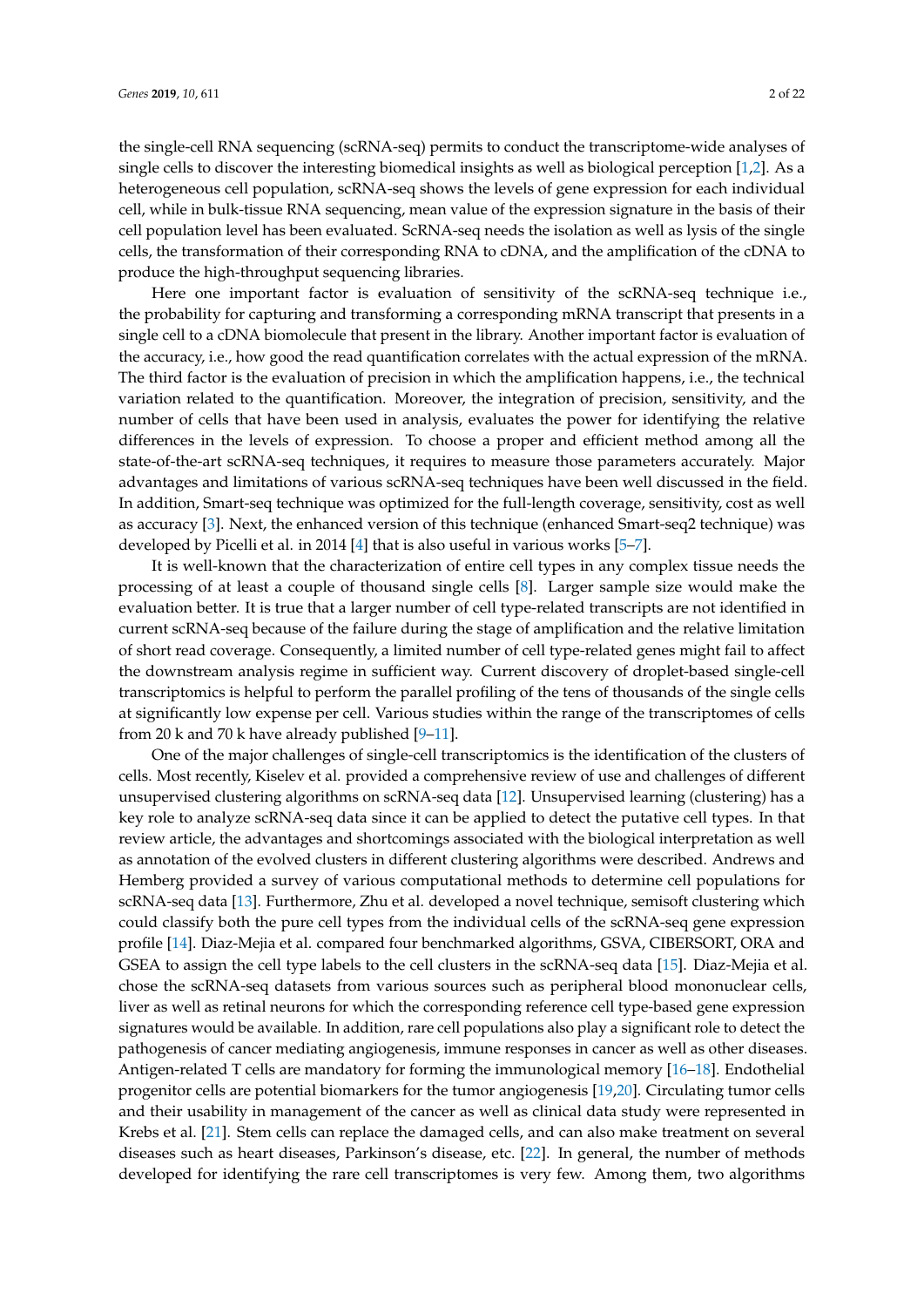the single-cell RNA sequencing (scRNA-seq) permits to conduct the transcriptome-wide analyses of single cells to discover the interesting biomedical insights as well as biological perception [1,2]. As a heterogeneous cell population, scRNA-seq shows the levels of gene expression for each individual cell, while in bulk-tissue RNA sequencing, mean value of the expression signature in the basis of their cell population level has been evaluated. ScRNA-seq needs the isolation as well as lysis of the single cells, the transformation of their corresponding RNA to cDNA, and the amplification of the cDNA to produce the high-throughput sequencing libraries.

Here one important factor is evaluation of sensitivity of the scRNA-seq technique i.e., the probability for capturing and transforming a corresponding mRNA transcript that presents in a single cell to a cDNA biomolecule that present in the library. Another important factor is evaluation of the accuracy, i.e., how good the read quantification correlates with the actual expression of the mRNA. The third factor is the evaluation of precision in which the amplification happens, i.e., the technical variation related to the quantification. Moreover, the integration of precision, sensitivity, and the number of cells that have been used in analysis, evaluates the power for identifying the relative differences in the levels of expression. To choose a proper and efficient method among all the state-of-the-art scRNA-seq techniques, it requires to measure those parameters accurately. Major advantages and limitations of various scRNA-seq techniques have been well discussed in the field. In addition, Smart-seq technique was optimized for the full-length coverage, sensitivity, cost as well as accuracy [3]. Next, the enhanced version of this technique (enhanced Smart-seq2 technique) was developed by Picelli et al. in 2014 [4] that is also useful in various works [5–7].

It is well-known that the characterization of entire cell types in any complex tissue needs the processing of at least a couple of thousand single cells [8]. Larger sample size would make the evaluation better. It is true that a larger number of cell type-related transcripts are not identified in current scRNA-seq because of the failure during the stage of amplification and the relative limitation of short read coverage. Consequently, a limited number of cell type-related genes might fail to affect the downstream analysis regime in sufficient way. Current discovery of droplet-based single-cell transcriptomics is helpful to perform the parallel profiling of the tens of thousands of the single cells at significantly low expense per cell. Various studies within the range of the transcriptomes of cells from 20 k and 70 k have already published [9–11].

One of the major challenges of single-cell transcriptomics is the identification of the clusters of cells. Most recently, Kiselev et al. provided a comprehensive review of use and challenges of different unsupervised clustering algorithms on scRNA-seq data [12]. Unsupervised learning (clustering) has a key role to analyze scRNA-seq data since it can be applied to detect the putative cell types. In that review article, the advantages and shortcomings associated with the biological interpretation as well as annotation of the evolved clusters in different clustering algorithms were described. Andrews and Hemberg provided a survey of various computational methods to determine cell populations for scRNA-seq data [13]. Furthermore, Zhu et al. developed a novel technique, semisoft clustering which could classify both the pure cell types from the individual cells of the scRNA-seq gene expression profile [14]. Diaz-Mejia et al. compared four benchmarked algorithms, GSVA, CIBERSORT, ORA and GSEA to assign the cell type labels to the cell clusters in the scRNA-seq data [15]. Diaz-Mejia et al. chose the scRNA-seq datasets from various sources such as peripheral blood mononuclear cells, liver as well as retinal neurons for which the corresponding reference cell type-based gene expression signatures would be available. In addition, rare cell populations also play a significant role to detect the pathogenesis of cancer mediating angiogenesis, immune responses in cancer as well as other diseases. Antigen-related T cells are mandatory for forming the immunological memory [16–18]. Endothelial progenitor cells are potential biomarkers for the tumor angiogenesis [19,20]. Circulating tumor cells and their usability in management of the cancer as well as clinical data study were represented in Krebs et al. [21]. Stem cells can replace the damaged cells, and can also make treatment on several diseases such as heart diseases, Parkinson's disease, etc. [22]. In general, the number of methods developed for identifying the rare cell transcriptomes is very few. Among them, two algorithms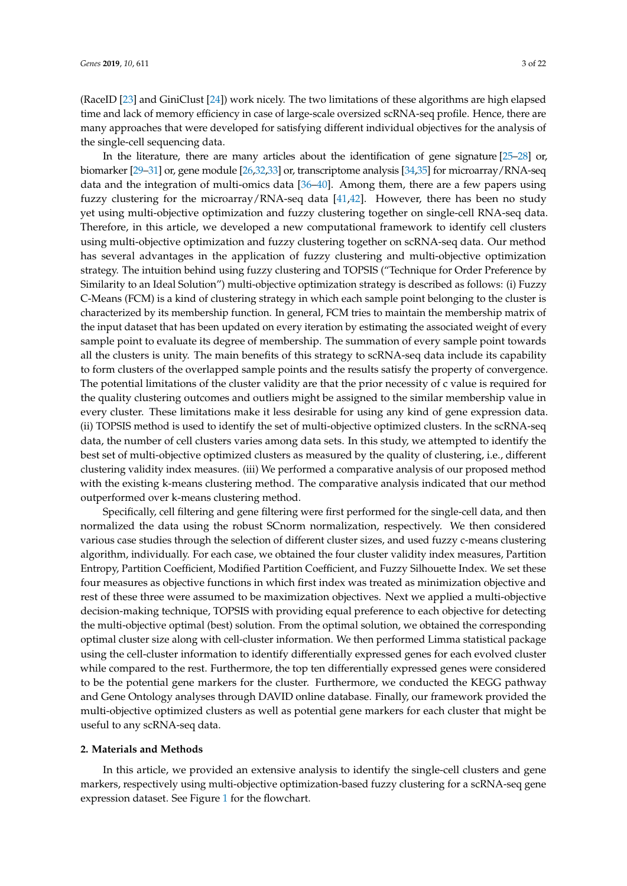(RaceID [23] and GiniClust [24]) work nicely. The two limitations of these algorithms are high elapsed time and lack of memory efficiency in case of large-scale oversized scRNA-seq profile. Hence, there are many approaches that were developed for satisfying different individual objectives for the analysis of the single-cell sequencing data.

In the literature, there are many articles about the identification of gene signature [25–28] or, biomarker [29–31] or, gene module [26,32,33] or, transcriptome analysis [34,35] for microarray/RNA-seq data and the integration of multi-omics data [36–40]. Among them, there are a few papers using fuzzy clustering for the microarray/RNA-seq data [41,42]. However, there has been no study yet using multi-objective optimization and fuzzy clustering together on single-cell RNA-seq data. Therefore, in this article, we developed a new computational framework to identify cell clusters using multi-objective optimization and fuzzy clustering together on scRNA-seq data. Our method has several advantages in the application of fuzzy clustering and multi-objective optimization strategy. The intuition behind using fuzzy clustering and TOPSIS ("Technique for Order Preference by Similarity to an Ideal Solution") multi-objective optimization strategy is described as follows: (i) Fuzzy C-Means (FCM) is a kind of clustering strategy in which each sample point belonging to the cluster is characterized by its membership function. In general, FCM tries to maintain the membership matrix of the input dataset that has been updated on every iteration by estimating the associated weight of every sample point to evaluate its degree of membership. The summation of every sample point towards all the clusters is unity. The main benefits of this strategy to scRNA-seq data include its capability to form clusters of the overlapped sample points and the results satisfy the property of convergence. The potential limitations of the cluster validity are that the prior necessity of c value is required for the quality clustering outcomes and outliers might be assigned to the similar membership value in every cluster. These limitations make it less desirable for using any kind of gene expression data. (ii) TOPSIS method is used to identify the set of multi-objective optimized clusters. In the scRNA-seq data, the number of cell clusters varies among data sets. In this study, we attempted to identify the best set of multi-objective optimized clusters as measured by the quality of clustering, i.e., different clustering validity index measures. (iii) We performed a comparative analysis of our proposed method with the existing k-means clustering method. The comparative analysis indicated that our method outperformed over k-means clustering method.

Specifically, cell filtering and gene filtering were first performed for the single-cell data, and then normalized the data using the robust SCnorm normalization, respectively. We then considered various case studies through the selection of different cluster sizes, and used fuzzy c-means clustering algorithm, individually. For each case, we obtained the four cluster validity index measures, Partition Entropy, Partition Coefficient, Modified Partition Coefficient, and Fuzzy Silhouette Index. We set these four measures as objective functions in which first index was treated as minimization objective and rest of these three were assumed to be maximization objectives. Next we applied a multi-objective decision-making technique, TOPSIS with providing equal preference to each objective for detecting the multi-objective optimal (best) solution. From the optimal solution, we obtained the corresponding optimal cluster size along with cell-cluster information. We then performed Limma statistical package using the cell-cluster information to identify differentially expressed genes for each evolved cluster while compared to the rest. Furthermore, the top ten differentially expressed genes were considered to be the potential gene markers for the cluster. Furthermore, we conducted the KEGG pathway and Gene Ontology analyses through DAVID online database. Finally, our framework provided the multi-objective optimized clusters as well as potential gene markers for each cluster that might be useful to any scRNA-seq data.

## 2. Materials and Methods

In this article, we provided an extensive analysis to identify the single-cell clusters and gene markers, respectively using multi-objective optimization-based fuzzy clustering for a scRNA-seq gene expression dataset. See Figure 1 for the flowchart.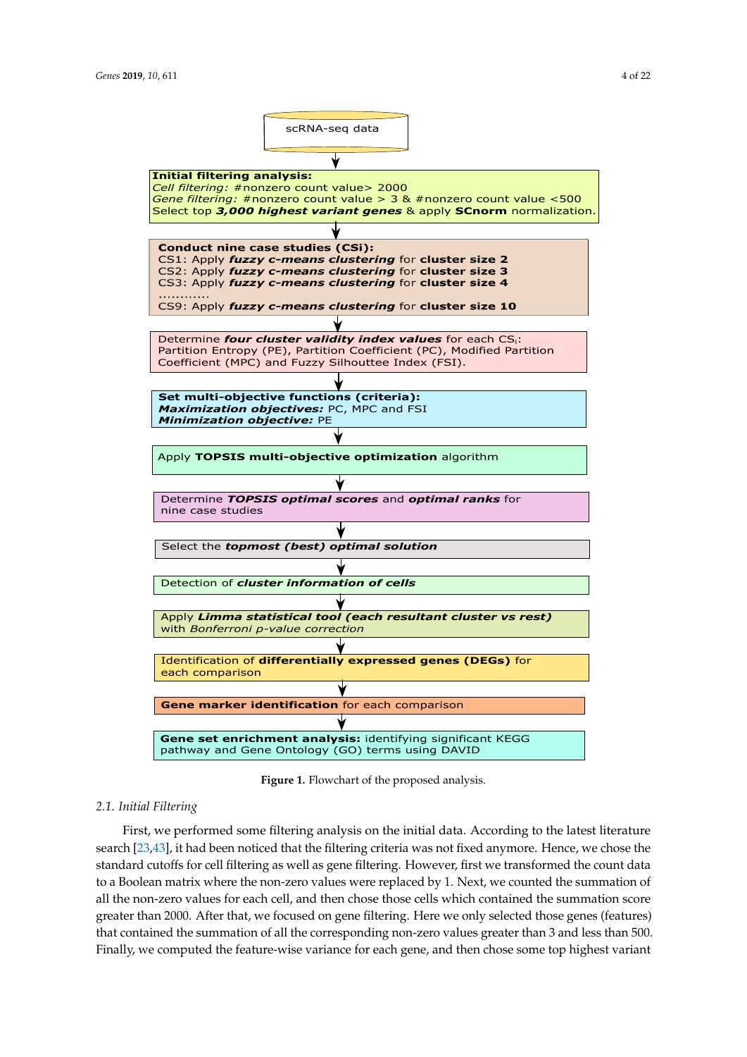scRNA-seq data

**Initial filtering analysis:**
*Cell filtering:* #nonzero count value> 2000
*Gene filtering:* #nonzero count value > 3 & #nonzero count value <500
Select top ***3,000 highest variant genes*** & apply **SCnorm** normalization.

**Conduct nine case studies (CSi):**
CS1: Apply ***fuzzy c-means clustering*** for **cluster size 2**
CS2: Apply ***fuzzy c-means clustering*** for **cluster size 3**
CS3: Apply ***fuzzy c-means clustering*** for **cluster size 4**
............
CS9: Apply ***fuzzy c-means clustering*** for **cluster size 10**

Determine ***four cluster validity index values*** for each $CS_i$:
Partition Entropy (PE), Partition Coefficient (PC), Modified Partition Coefficient (MPC) and Fuzzy Silhouttee Index (FSI).

**Set multi-objective functions (criteria):**
***Maximization objectives:*** PC, MPC and FSI
***Minimization objective:*** PE

Apply **TOPSIS multi-objective optimization** algorithm

Determine ***TOPSIS optimal scores*** and ***optimal ranks*** for nine case studies

Select the ***topmost (best) optimal solution***

Detection of ***cluster information of cells***

Apply ***Limma statistical tool (each resultant cluster vs rest)*** with *Bonferroni p-value correction*

Identification of **differentially expressed genes (DEGs)** for each comparison

**Gene marker identification** for each comparison

**Gene set enrichment analysis:** identifying significant KEGG pathway and Gene Ontology (GO) terms using DAVID

**Figure 1.** Flowchart of the proposed analysis.

### 2.1. Initial Filtering

First, we performed some filtering analysis on the initial data. According to the latest literature search [23,43], it had been noticed that the filtering criteria was not fixed anymore. Hence, we chose the standard cutoffs for cell filtering as well as gene filtering. However, first we transformed the count data to a Boolean matrix where the non-zero values were replaced by 1. Next, we counted the summation of all the non-zero values for each cell, and then chose those cells which contained the summation score greater than 2000. After that, we focused on gene filtering. Here we only selected those genes (features) that contained the summation of all the corresponding non-zero values greater than 3 and less than 500. Finally, we computed the feature-wise variance for each gene, and then chose some top highest variant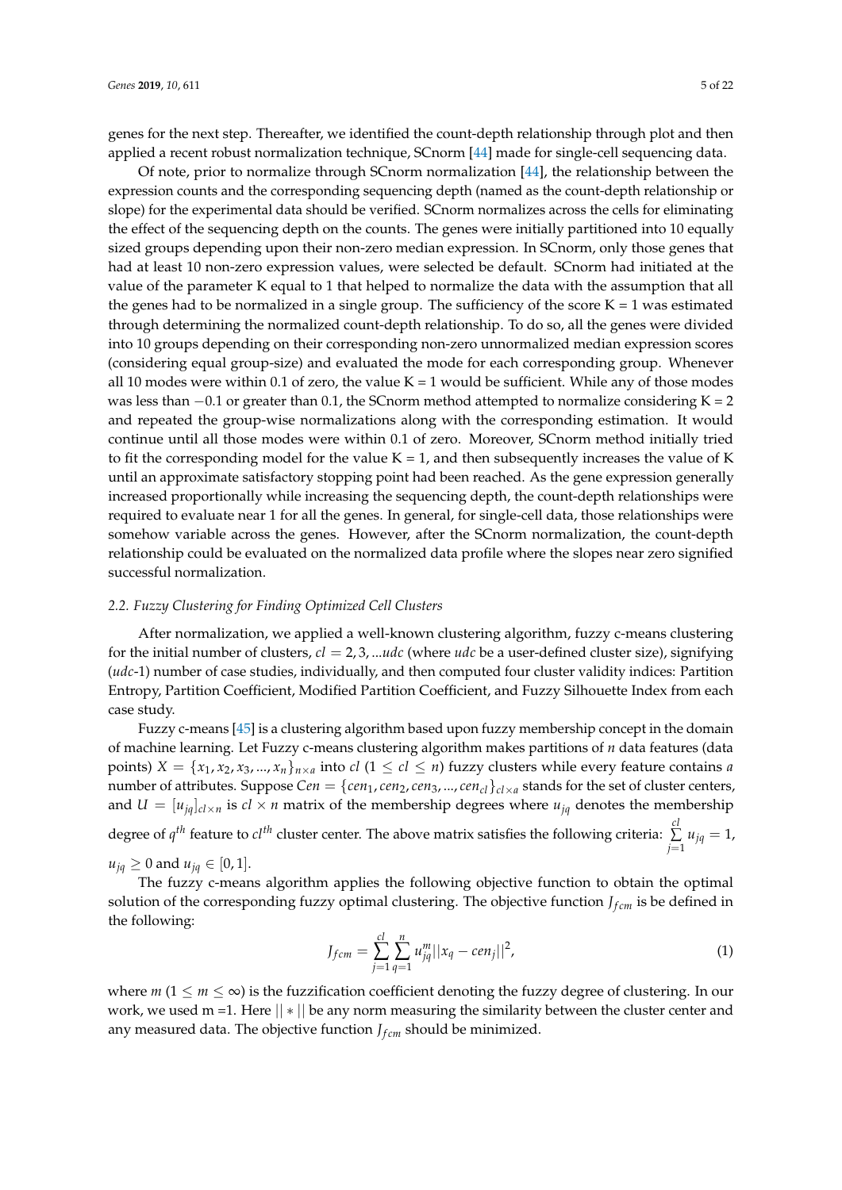genes for the next step. Thereafter, we identified the count-depth relationship through plot and then applied a recent robust normalization technique, SCnorm [44] made for single-cell sequencing data.

Of note, prior to normalize through SCnorm normalization [44], the relationship between the expression counts and the corresponding sequencing depth (named as the count-depth relationship or slope) for the experimental data should be verified. SCnorm normalizes across the cells for eliminating the effect of the sequencing depth on the counts. The genes were initially partitioned into 10 equally sized groups depending upon their non-zero median expression. In SCnorm, only those genes that had at least 10 non-zero expression values, were selected be default. SCnorm had initiated at the value of the parameter K equal to 1 that helped to normalize the data with the assumption that all the genes had to be normalized in a single group. The sufficiency of the score K = 1 was estimated through determining the normalized count-depth relationship. To do so, all the genes were divided into 10 groups depending on their corresponding non-zero unnormalized median expression scores (considering equal group-size) and evaluated the mode for each corresponding group. Whenever all 10 modes were within 0.1 of zero, the value K = 1 would be sufficient. While any of those modes was less than −0.1 or greater than 0.1, the SCnorm method attempted to normalize considering K = 2 and repeated the group-wise normalizations along with the corresponding estimation. It would continue until all those modes were within 0.1 of zero. Moreover, SCnorm method initially tried to fit the corresponding model for the value K = 1, and then subsequently increases the value of K until an approximate satisfactory stopping point had been reached. As the gene expression generally increased proportionally while increasing the sequencing depth, the count-depth relationships were required to evaluate near 1 for all the genes. In general, for single-cell data, those relationships were somehow variable across the genes. However, after the SCnorm normalization, the count-depth relationship could be evaluated on the normalized data profile where the slopes near zero signified successful normalization.

### 2.2. Fuzzy Clustering for Finding Optimized Cell Clusters

After normalization, we applied a well-known clustering algorithm, fuzzy c-means clustering for the initial number of clusters, $cl = 2, 3, ...udc$ (where $udc$ be a user-defined cluster size), signifying ($udc$-1) number of case studies, individually, and then computed four cluster validity indices: Partition Entropy, Partition Coefficient, Modified Partition Coefficient, and Fuzzy Silhouette Index from each case study.

Fuzzy c-means [45] is a clustering algorithm based upon fuzzy membership concept in the domain of machine learning. Let Fuzzy c-means clustering algorithm makes partitions of $n$ data features (data points) $X = \{x_1, x_2, x_3, ..., x_n\}_{n \times a}$ into $cl$ ($1 \leq cl \leq n$) fuzzy clusters while every feature contains $a$ number of attributes. Suppose $Cen = \{cen_1, cen_2, cen_3, ..., cen_{cl}\}_{cl \times a}$ stands for the set of cluster centers, and $U = [u_{jq}]_{cl \times n}$ is $cl \times n$ matrix of the membership degrees where $u_{jq}$ denotes the membership degree of $q^{th}$ feature to $cl^{th}$ cluster center. The above matrix satisfies the following criteria: $\sum_{j=1}^{cl} u_{jq} = 1$, $u_{jq} \geq 0$ and $u_{jq} \in [0, 1]$.

The fuzzy c-means algorithm applies the following objective function to obtain the optimal solution of the corresponding fuzzy optimal clustering. The objective function $J_{fcm}$ is be defined in the following:

$$J_{fcm} = \sum_{j=1}^{cl} \sum_{q=1}^{n} u_{jq}^{m} ||x_q - cen_j||^2, \tag{1}$$

where $m$ ($1 \leq m \leq \infty$) is the fuzzification coefficient denoting the fuzzy degree of clustering. In our work, we used m =1. Here $|| * ||$ be any norm measuring the similarity between the cluster center and any measured data. The objective function $J_{fcm}$ should be minimized.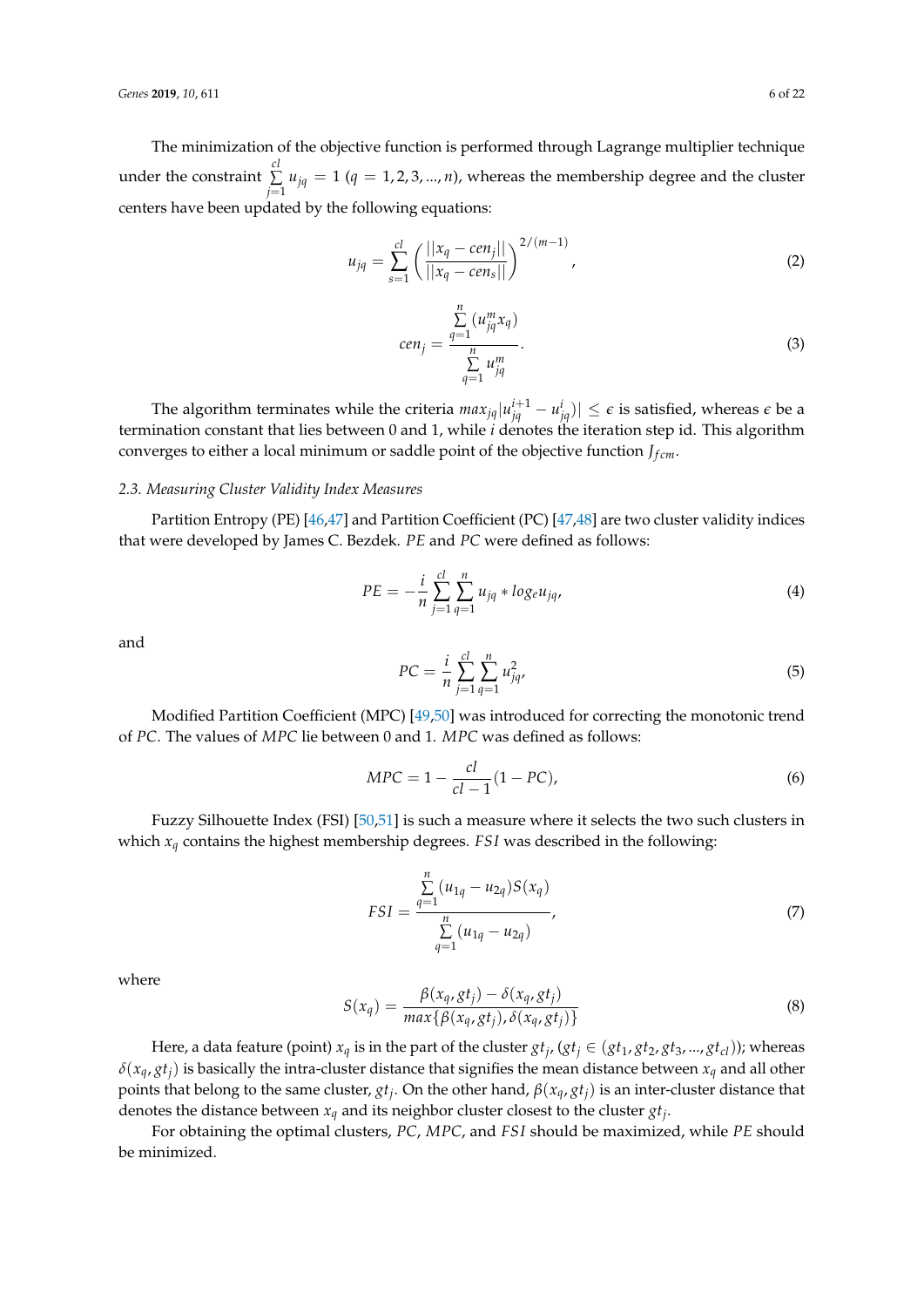The minimization of the objective function is performed through Lagrange multiplier technique under the constraint $\sum_{j=1}^{cl} u_{jq} = 1$ ($q = 1, 2, 3, ..., n$), whereas the membership degree and the cluster centers have been updated by the following equations:

$$u_{jq} = \sum_{s=1}^{cl} \left( \frac{||x_q - cen_j||}{||x_q - cen_s||} \right)^{2/(m-1)}, \tag{2}$$

$$cen_j = \frac{\sum_{q=1}^{n} (u_{jq}^m x_q)}{\sum_{q=1}^{n} u_{jq}^m}. \tag{3}$$

The algorithm terminates while the criteria $max_{jq}|u_{jq}^{i+1} - u_{jq}^{i})| \leq \epsilon$ is satisfied, whereas $\epsilon$ be a termination constant that lies between 0 and 1, while $i$ denotes the iteration step id. This algorithm converges to either a local minimum or saddle point of the objective function $J_{fcm}$.

### 2.3. Measuring Cluster Validity Index Measures

Partition Entropy (PE) [46,47] and Partition Coefficient (PC) [47,48] are two cluster validity indices that were developed by James C. Bezdek. $PE$ and $PC$ were defined as follows:

$$PE = -\frac{i}{n} \sum_{j=1}^{cl} \sum_{q=1}^{n} u_{jq} * log_e u_{jq}, \tag{4}$$

and

$$PC = \frac{i}{n} \sum_{j=1}^{cl} \sum_{q=1}^{n} u_{jq}^2, \tag{5}$$

Modified Partition Coefficient (MPC) [49,50] was introduced for correcting the monotonic trend of $PC$. The values of $MPC$ lie between 0 and 1. $MPC$ was defined as follows:

$$MPC = 1 - \frac{cl}{cl-1}(1 - PC), \tag{6}$$

Fuzzy Silhouette Index (FSI) [50,51] is such a measure where it selects the two such clusters in which $x_q$ contains the highest membership degrees. $FSI$ was described in the following:

$$FSI = \frac{\sum_{q=1}^{n} (u_{1q} - u_{2q}) S(x_q)}{\sum_{q=1}^{n} (u_{1q} - u_{2q})}, \tag{7}$$

where

$$S(x_q) = \frac{\beta(x_q, gt_j) - \delta(x_q, gt_j)}{max\{\beta(x_q, gt_j), \delta(x_q, gt_j)\}} \tag{8}$$

Here, a data feature (point) $x_q$ is in the part of the cluster $gt_j$, ($gt_j \in (gt_1, gt_2, gt_3, ..., gt_{cl})$); whereas $\delta(x_q, gt_j)$ is basically the intra-cluster distance that signifies the mean distance between $x_q$ and all other points that belong to the same cluster, $gt_j$. On the other hand, $\beta(x_q, gt_j)$ is an inter-cluster distance that denotes the distance between $x_q$ and its neighbor cluster closest to the cluster $gt_j$.

For obtaining the optimal clusters, $PC$, $MPC$, and $FSI$ should be maximized, while $PE$ should be minimized.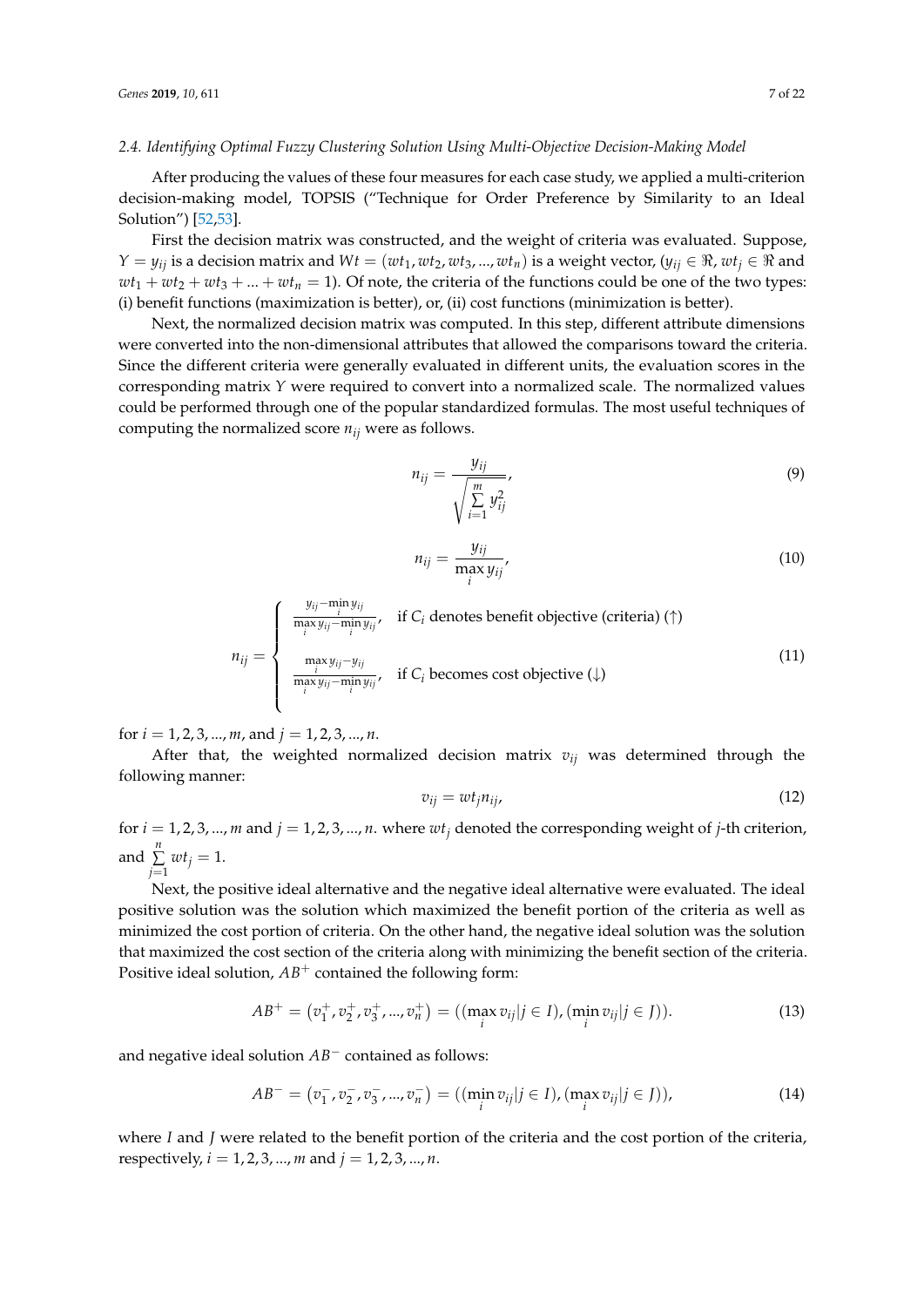### 2.4. Identifying Optimal Fuzzy Clustering Solution Using Multi-Objective Decision-Making Model

After producing the values of these four measures for each case study, we applied a multi-criterion decision-making model, TOPSIS ("Technique for Order Preference by Similarity to an Ideal Solution") [52,53].

First the decision matrix was constructed, and the weight of criteria was evaluated. Suppose, $Y = y_{ij}$ is a decision matrix and $Wt = (wt_1, wt_2, wt_3, ..., wt_n)$ is a weight vector, ($y_{ij} \in \Re$, $wt_j \in \Re$ and $wt_1 + wt_2 + wt_3 + ... + wt_n = 1$). Of note, the criteria of the functions could be one of the two types: (i) benefit functions (maximization is better), or, (ii) cost functions (minimization is better).

Next, the normalized decision matrix was computed. In this step, different attribute dimensions were converted into the non-dimensional attributes that allowed the comparisons toward the criteria. Since the different criteria were generally evaluated in different units, the evaluation scores in the corresponding matrix $Y$ were required to convert into a normalized scale. The normalized values could be performed through one of the popular standardized formulas. The most useful techniques of computing the normalized score $n_{ij}$ were as follows.

$$n_{ij} = \frac{y_{ij}}{\sqrt{\sum_{i=1}^{m} y_{ij}^2}}, \tag{9}$$

$$n_{ij} = \frac{y_{ij}}{\max_i y_{ij}}, \tag{10}$$

$$n_{ij} = \begin{cases} \frac{y_{ij} - \min_i y_{ij}}{\max_i y_{ij} - \min_i y_{ij}}, & \text{if } C_i \text{ denotes benefit objective (criteria) } (\uparrow) \\ \frac{\max_i y_{ij} - y_{ij}}{\max_i y_{ij} - \min_i y_{ij}}, & \text{if } C_i \text{ becomes cost objective } (\downarrow) \end{cases} \tag{11}$$

for $i = 1, 2, 3, ..., m$, and $j = 1, 2, 3, ..., n$.

After that, the weighted normalized decision matrix $v_{ij}$ was determined through the following manner:

$$v_{ij} = wt_j n_{ij}, \tag{12}$$

for $i = 1, 2, 3, ..., m$ and $j = 1, 2, 3, ..., n$. where $wt_j$ denoted the corresponding weight of $j$-th criterion, and $\sum_{j=1}^{n} wt_j = 1$.

Next, the positive ideal alternative and the negative ideal alternative were evaluated. The ideal positive solution was the solution which maximized the benefit portion of the criteria as well as minimized the cost portion of criteria. On the other hand, the negative ideal solution was the solution that maximized the cost section of the criteria along with minimizing the benefit section of the criteria. Positive ideal solution, $AB^+$ contained the following form:

$$AB^+ = (v_1^+, v_2^+, v_3^+, ..., v_n^+) = ((\max_i v_{ij} | j \in I), (\min_i v_{ij} | j \in J)). \tag{13}$$

and negative ideal solution $AB^-$ contained as follows:

$$AB^- = (v_1^-, v_2^-, v_3^-, ..., v_n^-) = ((\min_i v_{ij} | j \in I), (\max_i v_{ij} | j \in J)), \tag{14}$$

where $I$ and $J$ were related to the benefit portion of the criteria and the cost portion of the criteria, respectively, $i = 1, 2, 3, ..., m$ and $j = 1, 2, 3, ..., n$.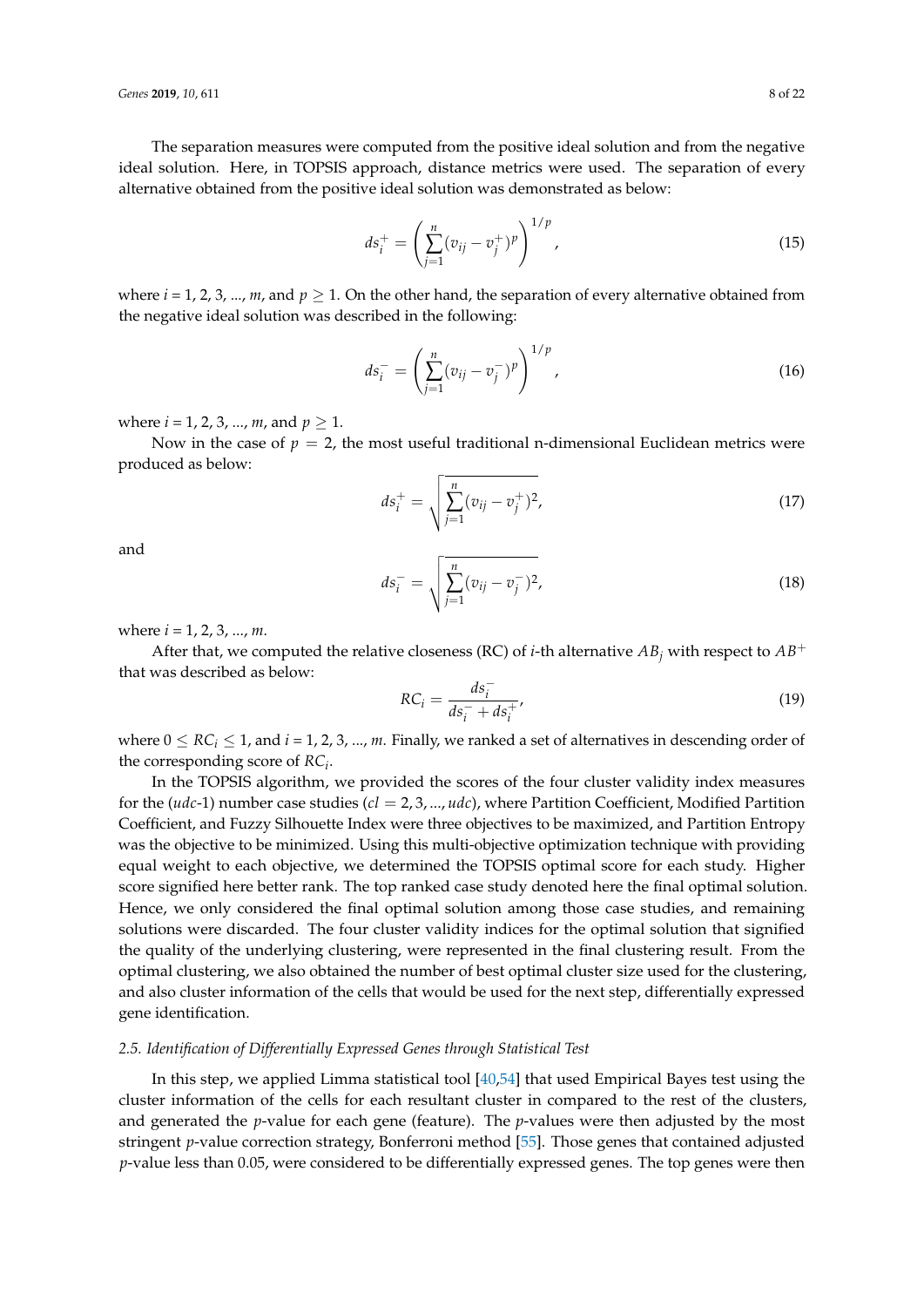The separation measures were computed from the positive ideal solution and from the negative ideal solution. Here, in TOPSIS approach, distance metrics were used. The separation of every alternative obtained from the positive ideal solution was demonstrated as below:

$$ds_i^+ = \left( \sum_{j=1}^{n} (v_{ij} - v_j^+)^p \right)^{1/p}, \tag{15}$$

where $i$ = 1, 2, 3, ..., $m$, and $p \geq 1$. On the other hand, the separation of every alternative obtained from the negative ideal solution was described in the following:

$$ds_i^- = \left( \sum_{j=1}^{n} (v_{ij} - v_j^-)^p \right)^{1/p}, \tag{16}$$

where $i$ = 1, 2, 3, ..., $m$, and $p \geq 1$.

Now in the case of $p = 2$, the most useful traditional n-dimensional Euclidean metrics were produced as below:

$$ds_i^+ = \sqrt{\sum_{j=1}^{n} (v_{ij} - v_j^+)^2}, \tag{17}$$

and

$$ds_i^- = \sqrt{\sum_{j=1}^{n} (v_{ij} - v_j^-)^2}, \tag{18}$$

where $i$ = 1, 2, 3, ..., $m$.

After that, we computed the relative closeness (RC) of $i$-th alternative $AB_j$ with respect to $AB^+$ that was described as below:

$$RC_i = \frac{ds_i^-}{ds_i^- + ds_i^+}, \tag{19}$$

where $0 \leq RC_i \leq 1$, and $i$ = 1, 2, 3, ..., $m$. Finally, we ranked a set of alternatives in descending order of the corresponding score of $RC_i$.

In the TOPSIS algorithm, we provided the scores of the four cluster validity index measures for the ($udc$-1) number case studies ($cl = 2, 3, ..., udc$), where Partition Coefficient, Modified Partition Coefficient, and Fuzzy Silhouette Index were three objectives to be maximized, and Partition Entropy was the objective to be minimized. Using this multi-objective optimization technique with providing equal weight to each objective, we determined the TOPSIS optimal score for each study. Higher score signified here better rank. The top ranked case study denoted here the final optimal solution. Hence, we only considered the final optimal solution among those case studies, and remaining solutions were discarded. The four cluster validity indices for the optimal solution that signified the quality of the underlying clustering, were represented in the final clustering result. From the optimal clustering, we also obtained the number of best optimal cluster size used for the clustering, and also cluster information of the cells that would be used for the next step, differentially expressed gene identification.

### *2.5. Identification of Differentially Expressed Genes through Statistical Test*

In this step, we applied Limma statistical tool [40,54] that used Empirical Bayes test using the cluster information of the cells for each resultant cluster in compared to the rest of the clusters, and generated the $p$-value for each gene (feature). The $p$-values were then adjusted by the most stringent $p$-value correction strategy, Bonferroni method [55]. Those genes that contained adjusted $p$-value less than 0.05, were considered to be differentially expressed genes. The top genes were then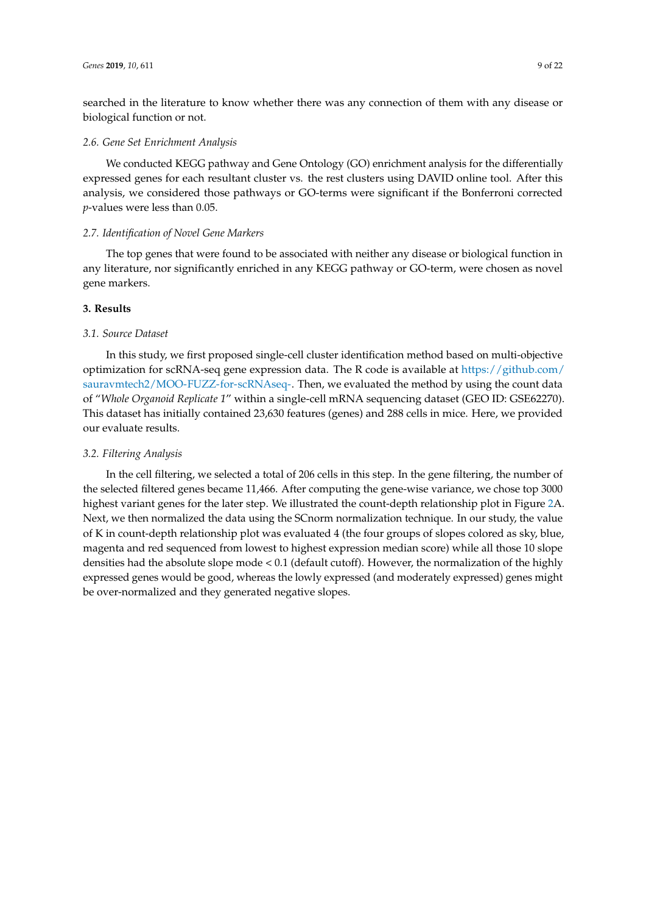searched in the literature to know whether there was any connection of them with any disease or biological function or not.

### *2.6. Gene Set Enrichment Analysis*

We conducted KEGG pathway and Gene Ontology (GO) enrichment analysis for the differentially expressed genes for each resultant cluster vs. the rest clusters using DAVID online tool. After this analysis, we considered those pathways or GO-terms were significant if the Bonferroni corrected *p*-values were less than 0.05.

### *2.7. Identification of Novel Gene Markers*

The top genes that were found to be associated with neither any disease or biological function in any literature, nor significantly enriched in any KEGG pathway or GO-term, were chosen as novel gene markers.

## **3. Results**

### *3.1. Source Dataset*

In this study, we first proposed single-cell cluster identification method based on multi-objective optimization for scRNA-seq gene expression data. The R code is available at https://github.com/sauravmtech2/MOO-FUZZ-for-scRNAseq-. Then, we evaluated the method by using the count data of "*Whole Organoid Replicate 1*" within a single-cell mRNA sequencing dataset (GEO ID: GSE62270). This dataset has initially contained 23,630 features (genes) and 288 cells in mice. Here, we provided our evaluate results.

### *3.2. Filtering Analysis*

In the cell filtering, we selected a total of 206 cells in this step. In the gene filtering, the number of the selected filtered genes became 11,466. After computing the gene-wise variance, we chose top 3000 highest variant genes for the later step. We illustrated the count-depth relationship plot in Figure 2A. Next, we then normalized the data using the SCnorm normalization technique. In our study, the value of K in count-depth relationship plot was evaluated 4 (the four groups of slopes colored as sky, blue, magenta and red sequenced from lowest to highest expression median score) while all those 10 slope densities had the absolute slope mode < 0.1 (default cutoff). However, the normalization of the highly expressed genes would be good, whereas the lowly expressed (and moderately expressed) genes might be over-normalized and they generated negative slopes.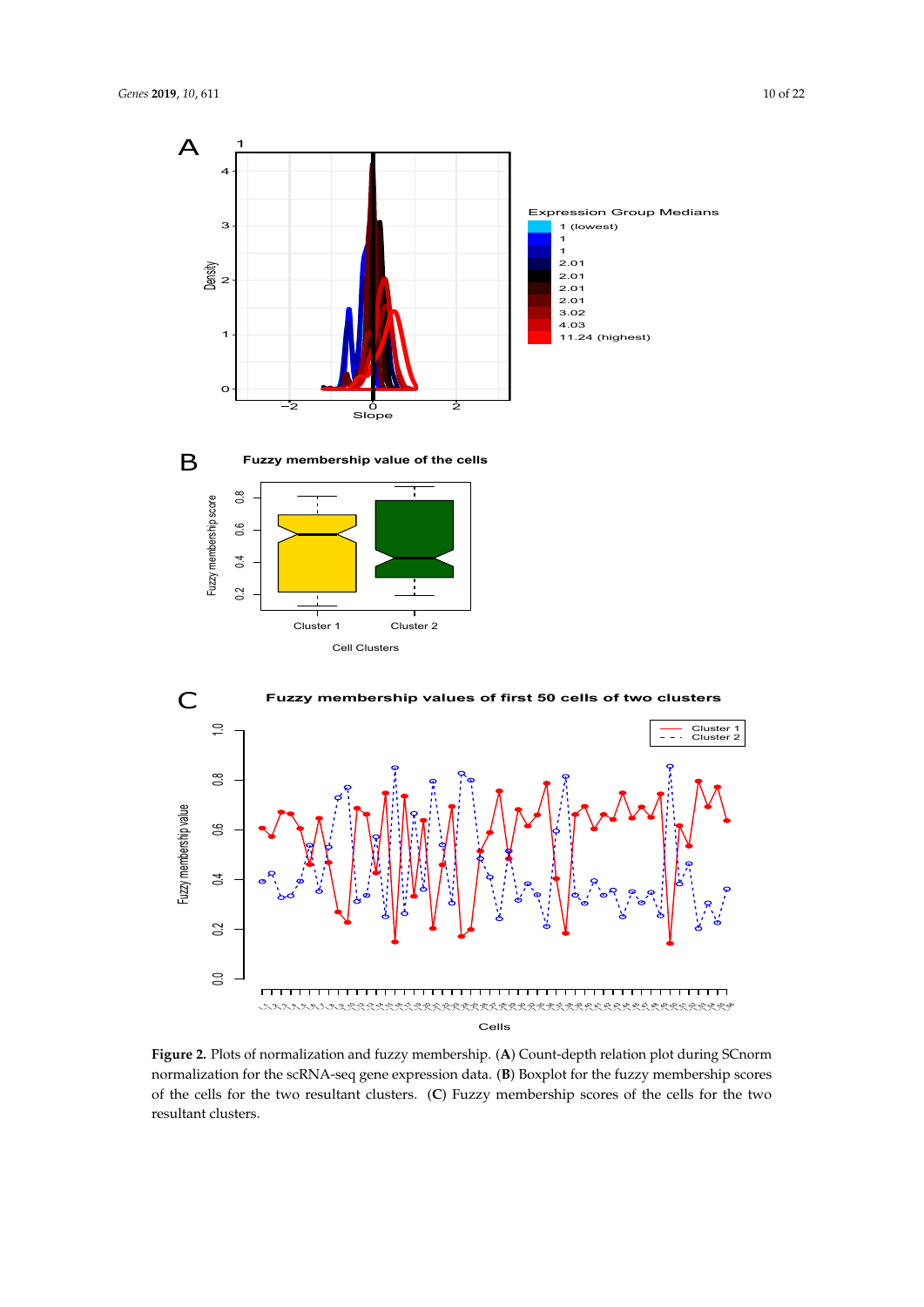**Figure 2.** Plots of normalization and fuzzy membership. (**A**) Count-depth relation plot during SCnorm normalization for the scRNA-seq gene expression data. (**B**) Boxplot for the fuzzy membership scores of the cells for the two resultant clusters. (**C**) Fuzzy membership scores of the cells for the two resultant clusters.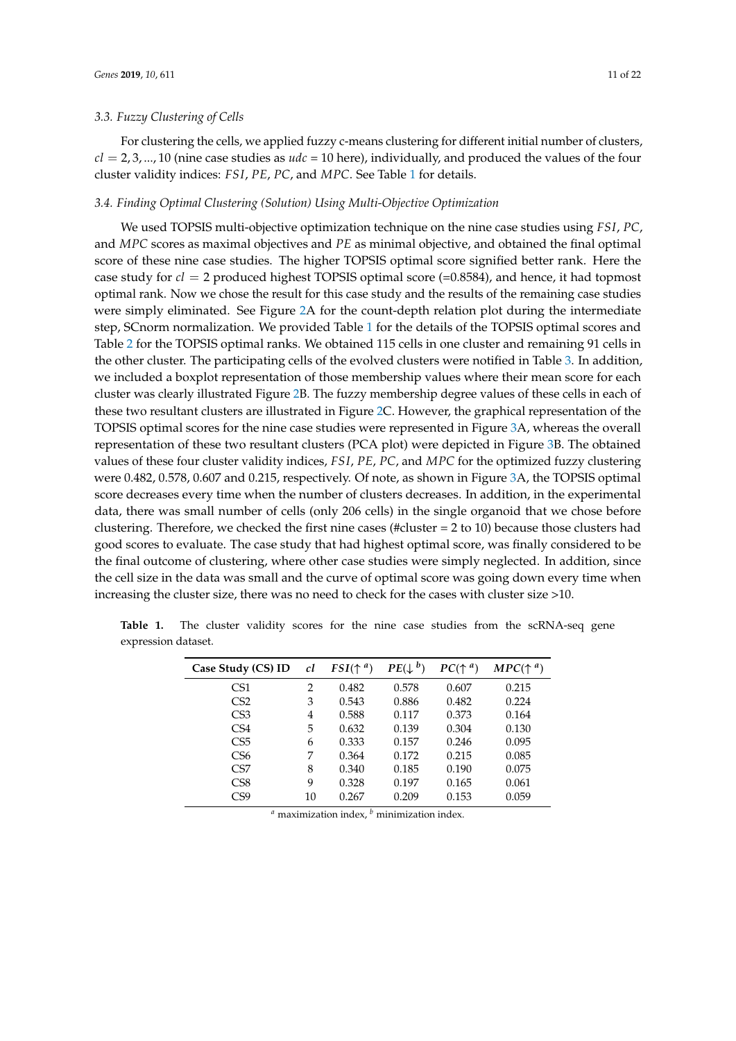### 3.3. Fuzzy Clustering of Cells

For clustering the cells, we applied fuzzy c-means clustering for different initial number of clusters, $cl = 2, 3, ..., 10$ (nine case studies as $udc$ = 10 here), individually, and produced the values of the four cluster validity indices: $FSI$, $PE$, $PC$, and $MPC$. See Table 1 for details.

### 3.4. Finding Optimal Clustering (Solution) Using Multi-Objective Optimization

We used TOPSIS multi-objective optimization technique on the nine case studies using $FSI$, $PC$, and $MPC$ scores as maximal objectives and $PE$ as minimal objective, and obtained the final optimal score of these nine case studies. The higher TOPSIS optimal score signified better rank. Here the case study for $cl = 2$ produced highest TOPSIS optimal score (=0.8584), and hence, it had topmost optimal rank. Now we chose the result for this case study and the results of the remaining case studies were simply eliminated. See Figure 2A for the count-depth relation plot during the intermediate step, SCnorm normalization. We provided Table 1 for the details of the TOPSIS optimal scores and Table 2 for the TOPSIS optimal ranks. We obtained 115 cells in one cluster and remaining 91 cells in the other cluster. The participating cells of the evolved clusters were notified in Table 3. In addition, we included a boxplot representation of those membership values where their mean score for each cluster was clearly illustrated Figure 2B. The fuzzy membership degree values of these cells in each of these two resultant clusters are illustrated in Figure 2C. However, the graphical representation of the TOPSIS optimal scores for the nine case studies were represented in Figure 3A, whereas the overall representation of these two resultant clusters (PCA plot) were depicted in Figure 3B. The obtained values of these four cluster validity indices, $FSI$, $PE$, $PC$, and $MPC$ for the optimized fuzzy clustering were 0.482, 0.578, 0.607 and 0.215, respectively. Of note, as shown in Figure 3A, the TOPSIS optimal score decreases every time when the number of clusters decreases. In addition, in the experimental data, there was small number of cells (only 206 cells) in the single organoid that we chose before clustering. Therefore, we checked the first nine cases (#cluster = 2 to 10) because those clusters had good scores to evaluate. The case study that had highest optimal score, was finally considered to be the final outcome of clustering, where other case studies were simply neglected. In addition, since the cell size in the data was small and the curve of optimal score was going down every time when increasing the cluster size, there was no need to check for the cases with cluster size >10.

**Table 1.** The cluster validity scores for the nine case studies from the scRNA-seq gene expression dataset.

| Case Study (CS) ID | $cl$ | $FSI(\uparrow^{a})$ | $PE(\downarrow^{b})$ | $PC(\uparrow^{a})$ | $MPC(\uparrow^{a})$ |
|---|---|---|---|---|---|
| CS1 | 2 | 0.482 | 0.578 | 0.607 | 0.215 |
| CS2 | 3 | 0.543 | 0.886 | 0.482 | 0.224 |
| CS3 | 4 | 0.588 | 0.117 | 0.373 | 0.164 |
| CS4 | 5 | 0.632 | 0.139 | 0.304 | 0.130 |
| CS5 | 6 | 0.333 | 0.157 | 0.246 | 0.095 |
| CS6 | 7 | 0.364 | 0.172 | 0.215 | 0.085 |
| CS7 | 8 | 0.340 | 0.185 | 0.190 | 0.075 |
| CS8 | 9 | 0.328 | 0.197 | 0.165 | 0.061 |
| CS9 | 10 | 0.267 | 0.209 | 0.153 | 0.059 |

[a] maximization index, [b] minimization index.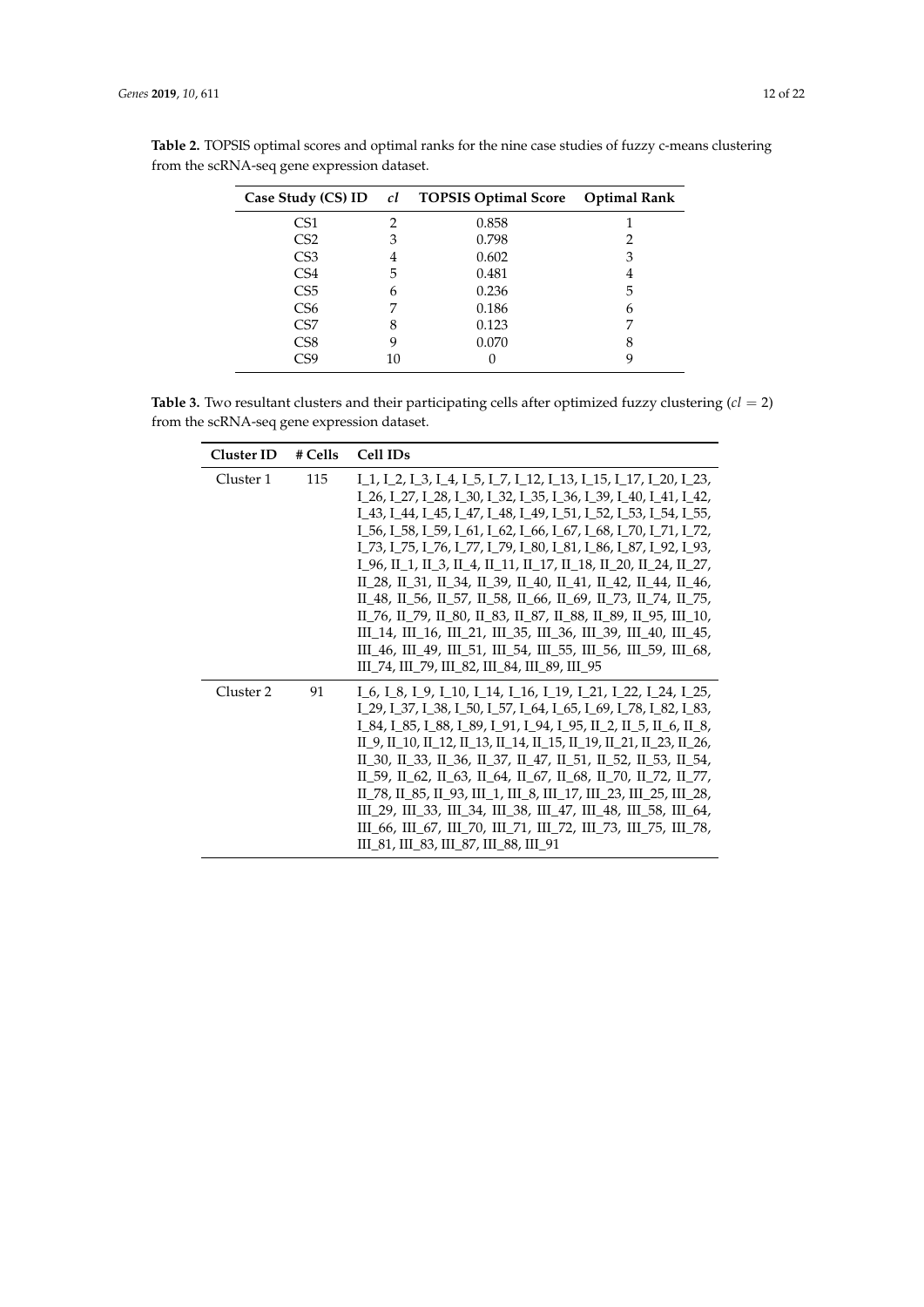**Table 2.** TOPSIS optimal scores and optimal ranks for the nine case studies of fuzzy c-means clustering from the scRNA-seq gene expression dataset.

| Case Study (CS) ID | *cl* | TOPSIS Optimal Score | Optimal Rank |
|---|---|---|---|
| CS1 | 2 | 0.858 | 1 |
| CS2 | 3 | 0.798 | 2 |
| CS3 | 4 | 0.602 | 3 |
| CS4 | 5 | 0.481 | 4 |
| CS5 | 6 | 0.236 | 5 |
| CS6 | 7 | 0.186 | 6 |
| CS7 | 8 | 0.123 | 7 |
| CS8 | 9 | 0.070 | 8 |
| CS9 | 10 | 0 | 9 |

**Table 3.** Two resultant clusters and their participating cells after optimized fuzzy clustering ($cl = 2$) from the scRNA-seq gene expression dataset.

| Cluster ID | # Cells | Cell IDs |
|---|---|---|
| Cluster 1 | 115 | I_1, I_2, I_3, I_4, I_5, I_7, I_12, I_13, I_15, I_17, I_20, I_23, I_26, I_27, I_28, I_30, I_32, I_35, I_36, I_39, I_40, I_41, I_42, I_43, I_44, I_45, I_47, I_48, I_49, I_51, I_52, I_53, I_54, I_55, I_56, I_58, I_59, I_61, I_62, I_66, I_67, I_68, I_70, I_71, I_72, I_73, I_75, I_76, I_77, I_79, I_80, I_81, I_86, I_87, I_92, I_93, I_96, II_1, II_3, II_4, II_11, II_17, II_18, II_20, II_24, II_27, II_28, II_31, II_34, II_39, II_40, II_41, II_42, II_44, II_46, II_48, II_56, II_57, II_58, II_66, II_69, II_73, II_74, II_75, II_76, II_79, II_80, II_83, II_87, II_88, II_89, II_95, III_10, III_14, III_16, III_21, III_35, III_36, III_39, III_40, III_45, III_46, III_49, III_51, III_54, III_55, III_56, III_59, III_68, III_74, III_79, III_82, III_84, III_89, III_95 |
| Cluster 2 | 91 | I_6, I_8, I_9, I_10, I_14, I_16, I_19, I_21, I_22, I_24, I_25, I_29, I_37, I_38, I_50, I_57, I_64, I_65, I_69, I_78, I_82, I_83, I_84, I_85, I_88, I_89, I_91, I_94, I_95, II_2, II_5, II_6, II_8, II_9, II_10, II_12, II_13, II_14, II_15, II_19, II_21, II_23, II_26, II_30, II_33, II_36, II_37, II_47, II_51, II_52, II_53, II_54, II_59, II_62, II_63, II_64, II_67, II_68, II_70, II_72, II_77, II_78, II_85, II_93, III_1, III_8, III_17, III_23, III_25, III_28, III_29, III_33, III_34, III_38, III_47, III_48, III_58, III_64, III_66, III_67, III_70, III_71, III_72, III_73, III_75, III_78, III_81, III_83, III_87, III_88, III_91 |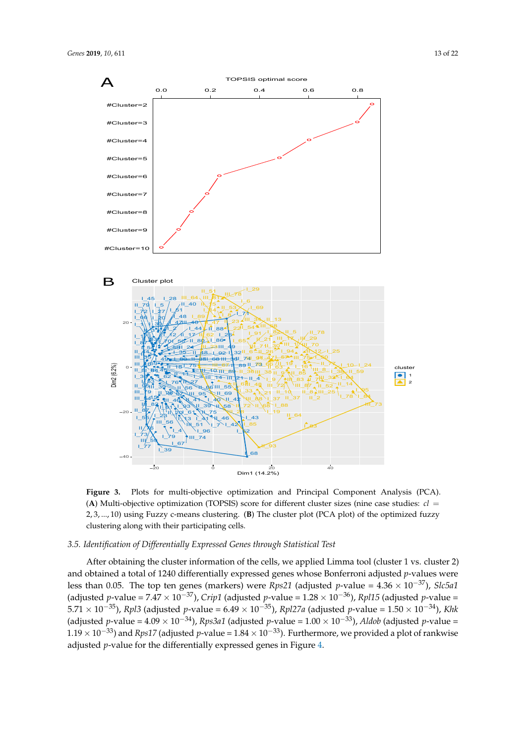**Figure 3.** Plots for multi-objective optimization and Principal Component Analysis (PCA). (**A**) Multi-objective optimization (TOPSIS) score for different cluster sizes (nine case studies: $cl = 2, 3, ..., 10$) using Fuzzy c-means clustering. (**B**) The cluster plot (PCA plot) of the optimized fuzzy clustering along with their participating cells.

### 3.5. Identification of Differentially Expressed Genes through Statistical Test

After obtaining the cluster information of the cells, we applied Limma tool (cluster 1 vs. cluster 2) and obtained a total of 1240 differentially expressed genes whose Bonferroni adjusted $p$-values were less than 0.05. The top ten genes (markers) were *Rps21* (adjusted $p$-value = $4.36 \times 10^{-37}$), *Slc5a1* (adjusted $p$-value = $7.47 \times 10^{-37}$), *Crip1* (adjusted $p$-value = $1.28 \times 10^{-36}$), *Rpl15* (adjusted $p$-value = $5.71 \times 10^{-35}$), *Rpl3* (adjusted $p$-value = $6.49 \times 10^{-35}$), *Rpl27a* (adjusted $p$-value = $1.50 \times 10^{-34}$), *Khk* (adjusted $p$-value = $4.09 \times 10^{-34}$), *Rps3a1* (adjusted $p$-value = $1.00 \times 10^{-33}$), *Aldob* (adjusted $p$-value = $1.19 \times 10^{-33}$) and *Rps17* (adjusted $p$-value = $1.84 \times 10^{-33}$). Furthermore, we provided a plot of rankwise adjusted $p$-value for the differentially expressed genes in Figure 4.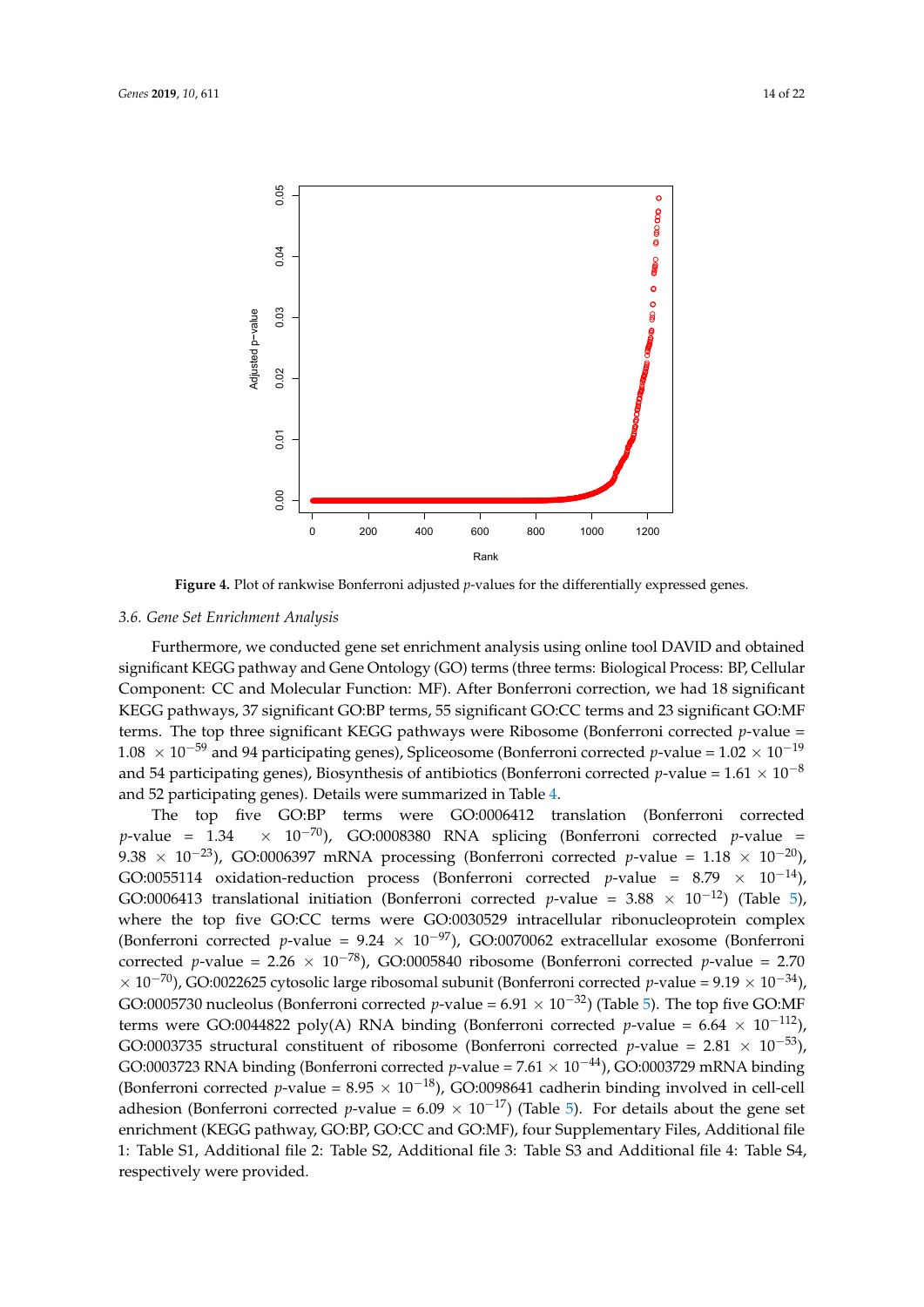**Figure 4.** Plot of rankwise Bonferroni adjusted *p*-values for the differentially expressed genes.

### 3.6. Gene Set Enrichment Analysis

Furthermore, we conducted gene set enrichment analysis using online tool DAVID and obtained significant KEGG pathway and Gene Ontology (GO) terms (three terms: Biological Process: BP, Cellular Component: CC and Molecular Function: MF). After Bonferroni correction, we had 18 significant KEGG pathways, 37 significant GO:BP terms, 55 significant GO:CC terms and 23 significant GO:MF terms. The top three significant KEGG pathways were Ribosome (Bonferroni corrected *p*-value = $1.08 \times 10^{-59}$ and 94 participating genes), Spliceosome (Bonferroni corrected *p*-value = $1.02 \times 10^{-19}$ and 54 participating genes), Biosynthesis of antibiotics (Bonferroni corrected *p*-value = $1.61 \times 10^{-8}$ and 52 participating genes). Details were summarized in Table 4.

The top five GO:BP terms were GO:0006412 translation (Bonferroni corrected *p*-value = $1.34 \times 10^{-70}$), GO:0008380 RNA splicing (Bonferroni corrected *p*-value = $9.38 \times 10^{-23}$), GO:0006397 mRNA processing (Bonferroni corrected *p*-value = $1.18 \times 10^{-20}$), GO:0055114 oxidation-reduction process (Bonferroni corrected *p*-value = $8.79 \times 10^{-14}$), GO:0006413 translational initiation (Bonferroni corrected *p*-value = $3.88 \times 10^{-12}$) (Table 5), where the top five GO:CC terms were GO:0030529 intracellular ribonucleoprotein complex (Bonferroni corrected *p*-value = $9.24 \times 10^{-97}$), GO:0070062 extracellular exosome (Bonferroni corrected *p*-value = $2.26 \times 10^{-78}$), GO:0005840 ribosome (Bonferroni corrected *p*-value = $2.70 \times 10^{-70}$), GO:0022625 cytosolic large ribosomal subunit (Bonferroni corrected *p*-value = $9.19 \times 10^{-34}$), GO:0005730 nucleolus (Bonferroni corrected *p*-value = $6.91 \times 10^{-32}$) (Table 5). The top five GO:MF terms were GO:0044822 poly(A) RNA binding (Bonferroni corrected *p*-value = $6.64 \times 10^{-112}$), GO:0003735 structural constituent of ribosome (Bonferroni corrected *p*-value = $2.81 \times 10^{-53}$), GO:0003723 RNA binding (Bonferroni corrected *p*-value = $7.61 \times 10^{-44}$), GO:0003729 mRNA binding (Bonferroni corrected *p*-value = $8.95 \times 10^{-18}$), GO:0098641 cadherin binding involved in cell-cell adhesion (Bonferroni corrected *p*-value = $6.09 \times 10^{-17}$) (Table 5). For details about the gene set enrichment (KEGG pathway, GO:BP, GO:CC and GO:MF), four Supplementary Files, Additional file 1: Table S1, Additional file 2: Table S2, Additional file 3: Table S3 and Additional file 4: Table S4, respectively were provided.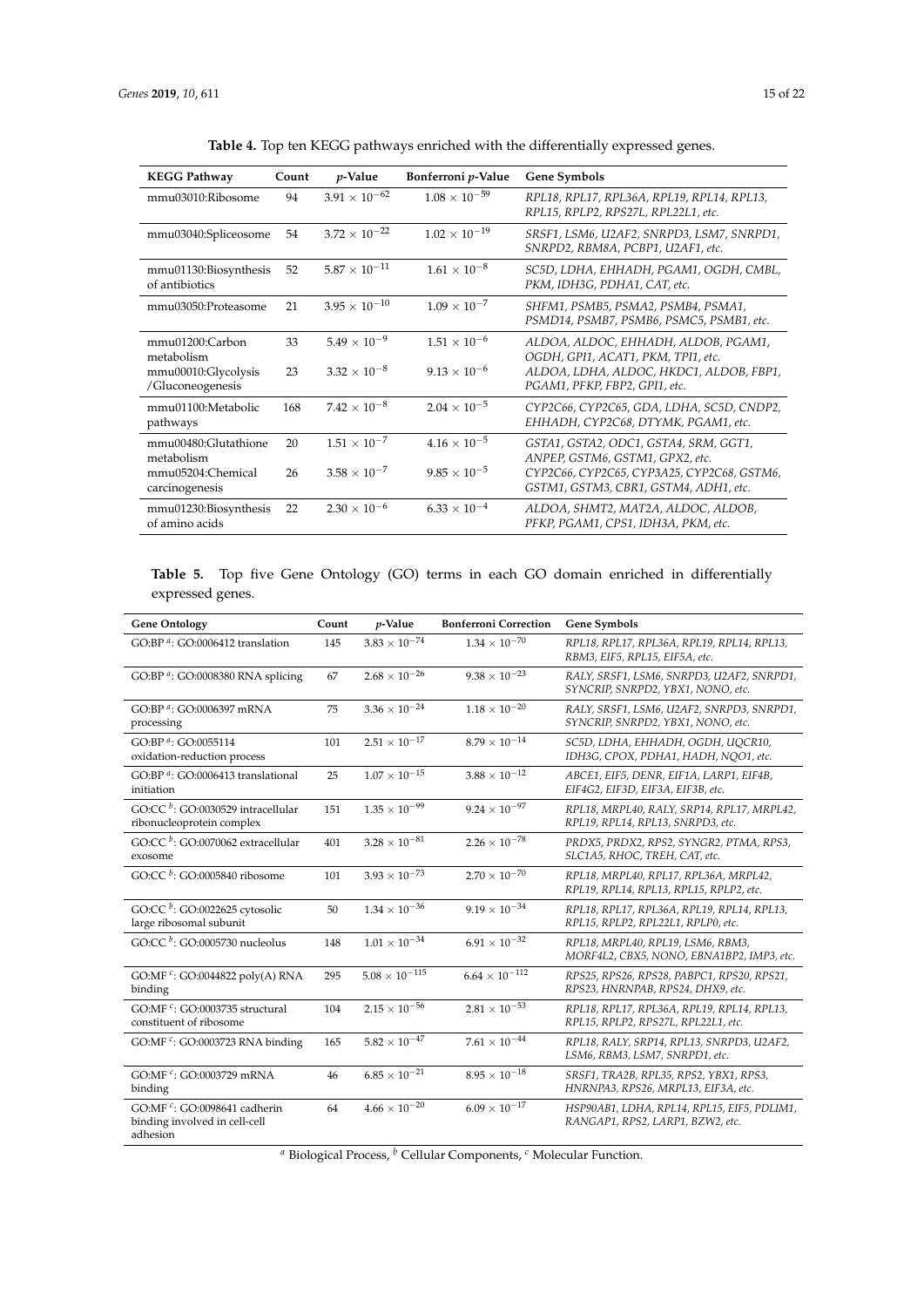**Table 4.** Top ten KEGG pathways enriched with the differentially expressed genes.

| KEGG Pathway | Count | *p*-Value | Bonferroni *p*-Value | Gene Symbols |
|---|---|---|---|---|
| mmu03010:Ribosome | 94 | $3.91 \times 10^{-62}$ | $1.08 \times 10^{-59}$ | *RPL18, RPL17, RPL36A, RPL19, RPL14, RPL13, RPL15, RPLP2, RPS27L, RPL22L1, etc.* |
| mmu03040:Spliceosome | 54 | $3.72 \times 10^{-22}$ | $1.02 \times 10^{-19}$ | *SRSF1, LSM6, U2AF2, SNRPD3, LSM7, SNRPD1, SNRPD2, RBM8A, PCBP1, U2AF1, etc.* |
| mmu01130:Biosynthesis of antibiotics | 52 | $5.87 \times 10^{-11}$ | $1.61 \times 10^{-8}$ | *SC5D, LDHA, EHHADH, PGAM1, OGDH, CMBL, PKM, IDH3G, PDHA1, CAT, etc.* |
| mmu03050:Proteasome | 21 | $3.95 \times 10^{-10}$ | $1.09 \times 10^{-7}$ | *SHFM1, PSMB5, PSMA2, PSMB4, PSMA1, PSMD14, PSMB7, PSMB6, PSMC5, PSMB1, etc.* |
| mmu01200:Carbon metabolism | 33 | $5.49 \times 10^{-9}$ | $1.51 \times 10^{-6}$ | *ALDOA, ALDOC, EHHADH, ALDOB, PGAM1, OGDH, GPI1, ACAT1, PKM, TPI1, etc.* |
| mmu00010:Glycolysis /Gluconeogenesis | 23 | $3.32 \times 10^{-8}$ | $9.13 \times 10^{-6}$ | *ALDOA, LDHA, ALDOC, HKDC1, ALDOB, FBP1, PGAM1, PFKP, FBP2, GPI1, etc.* |
| mmu01100:Metabolic pathways | 168 | $7.42 \times 10^{-8}$ | $2.04 \times 10^{-5}$ | *CYP2C66, CYP2C65, GDA, LDHA, SC5D, CNDP2, EHHADH, CYP2C68, DTYMK, PGAM1, etc.* |
| mmu00480:Glutathione metabolism | 20 | $1.51 \times 10^{-7}$ | $4.16 \times 10^{-5}$ | *GSTA1, GSTA2, ODC1, GSTA4, SRM, GGT1, ANPEP, GSTM6, GSTM1, GPX2, etc.* |
| mmu05204:Chemical carcinogenesis | 26 | $3.58 \times 10^{-7}$ | $9.85 \times 10^{-5}$ | *CYP2C66, CYP2C65, CYP3A25, CYP2C68, GSTM6, GSTM1, GSTM3, CBR1, GSTM4, ADH1, etc.* |
| mmu01230:Biosynthesis of amino acids | 22 | $2.30 \times 10^{-6}$ | $6.33 \times 10^{-4}$ | *ALDOA, SHMT2, MAT2A, ALDOC, ALDOB, PFKP, PGAM1, CPS1, IDH3A, PKM, etc.* |

**Table 5.** Top five Gene Ontology (GO) terms in each GO domain enriched in differentially expressed genes.

| Gene Ontology | Count | *p*-Value | Bonferroni Correction | Gene Symbols |
|---|---|---|---|---|
| GO:BP [a]: GO:0006412 translation | 145 | $3.83 \times 10^{-74}$ | $1.34 \times 10^{-70}$ | *RPL18, RPL17, RPL36A, RPL19, RPL14, RPL13, RBM3, EIF5, RPL15, EIF5A, etc.* |
| GO:BP [a]: GO:0008380 RNA splicing | 67 | $2.68 \times 10^{-26}$ | $9.38 \times 10^{-23}$ | *RALY, SRSF1, LSM6, SNRPD3, U2AF2, SNRPD1, SYNCRIP, SNRPD2, YBX1, NONO, etc.* |
| GO:BP [a]: GO:0006397 mRNA processing | 75 | $3.36 \times 10^{-24}$ | $1.18 \times 10^{-20}$ | *RALY, SRSF1, LSM6, U2AF2, SNRPD3, SNRPD1, SYNCRIP, SNRPD2, YBX1, NONO, etc.* |
| GO:BP [a]: GO:0055114 oxidation-reduction process | 101 | $2.51 \times 10^{-17}$ | $8.79 \times 10^{-14}$ | *SC5D, LDHA, EHHADH, OGDH, UQCR10, IDH3G, CPOX, PDHA1, HADH, NQO1, etc.* |
| GO:BP [a]: GO:0006413 translational initiation | 25 | $1.07 \times 10^{-15}$ | $3.88 \times 10^{-12}$ | *ABCE1, EIF5, DENR, EIF1A, LARP1, EIF4B, EIF4G2, EIF3D, EIF3A, EIF3B, etc.* |
| GO:CC [b]: GO:0030529 intracellular ribonucleoprotein complex | 151 | $1.35 \times 10^{-99}$ | $9.24 \times 10^{-97}$ | *RPL18, MRPL40, RALY, SRP14, RPL17, MRPL42, RPL19, RPL14, RPL13, SNRPD3, etc.* |
| GO:CC [b]: GO:0070062 extracellular exosome | 401 | $3.28 \times 10^{-81}$ | $2.26 \times 10^{-78}$ | *PRDX5, PRDX2, RPS2, SYNGR2, PTMA, RPS3, SLC1A5, RHOC, TREH, CAT, etc.* |
| GO:CC [b]: GO:0005840 ribosome | 101 | $3.93 \times 10^{-73}$ | $2.70 \times 10^{-70}$ | *RPL18, MRPL40, RPL17, RPL36A, MRPL42, RPL19, RPL14, RPL13, RPL15, RPLP2, etc.* |
| GO:CC [b]: GO:0022625 cytosolic large ribosomal subunit | 50 | $1.34 \times 10^{-36}$ | $9.19 \times 10^{-34}$ | *RPL18, RPL17, RPL36A, RPL19, RPL14, RPL13, RPL15, RPLP2, RPL22L1, RPLP0, etc.* |
| GO:CC [b]: GO:0005730 nucleolus | 148 | $1.01 \times 10^{-34}$ | $6.91 \times 10^{-32}$ | *RPL18, MRPL40, RPL19, LSM6, RBM3, MORF4L2, CBX5, NONO, EBNA1BP2, IMP3, etc.* |
| GO:MF [c]: GO:0044822 poly(A) RNA binding | 295 | $5.08 \times 10^{-115}$ | $6.64 \times 10^{-112}$ | *RPS25, RPS26, RPS28, PABPC1, RPS20, RPS21, RPS23, HNRNPAB, RPS24, DHX9, etc.* |
| GO:MF [c]: GO:0003735 structural constituent of ribosome | 104 | $2.15 \times 10^{-56}$ | $2.81 \times 10^{-53}$ | *RPL18, RPL17, RPL36A, RPL19, RPL14, RPL13, RPL15, RPLP2, RPS27L, RPL22L1, etc.* |
| GO:MF [c]: GO:0003723 RNA binding | 165 | $5.82 \times 10^{-47}$ | $7.61 \times 10^{-44}$ | *RPL18, RALY, SRP14, RPL13, SNRPD3, U2AF2, LSM6, RBM3, LSM7, SNRPD1, etc.* |
| GO:MF [c]: GO:0003729 mRNA binding | 46 | $6.85 \times 10^{-21}$ | $8.95 \times 10^{-18}$ | *SRSF1, TRA2B, RPL35, RPS2, YBX1, RPS3, HNRNPA3, RPS26, MRPL13, EIF3A, etc.* |
| GO:MF [c]: GO:0098641 cadherin binding involved in cell-cell adhesion | 64 | $4.66 \times 10^{-20}$ | $6.09 \times 10^{-17}$ | *HSP90AB1, LDHA, RPL14, RPL15, EIF5, PDLIM1, RANGAP1, RPS2, LARP1, BZW2, etc.* |

[a] Biological Process, [b] Cellular Components, [c] Molecular Function.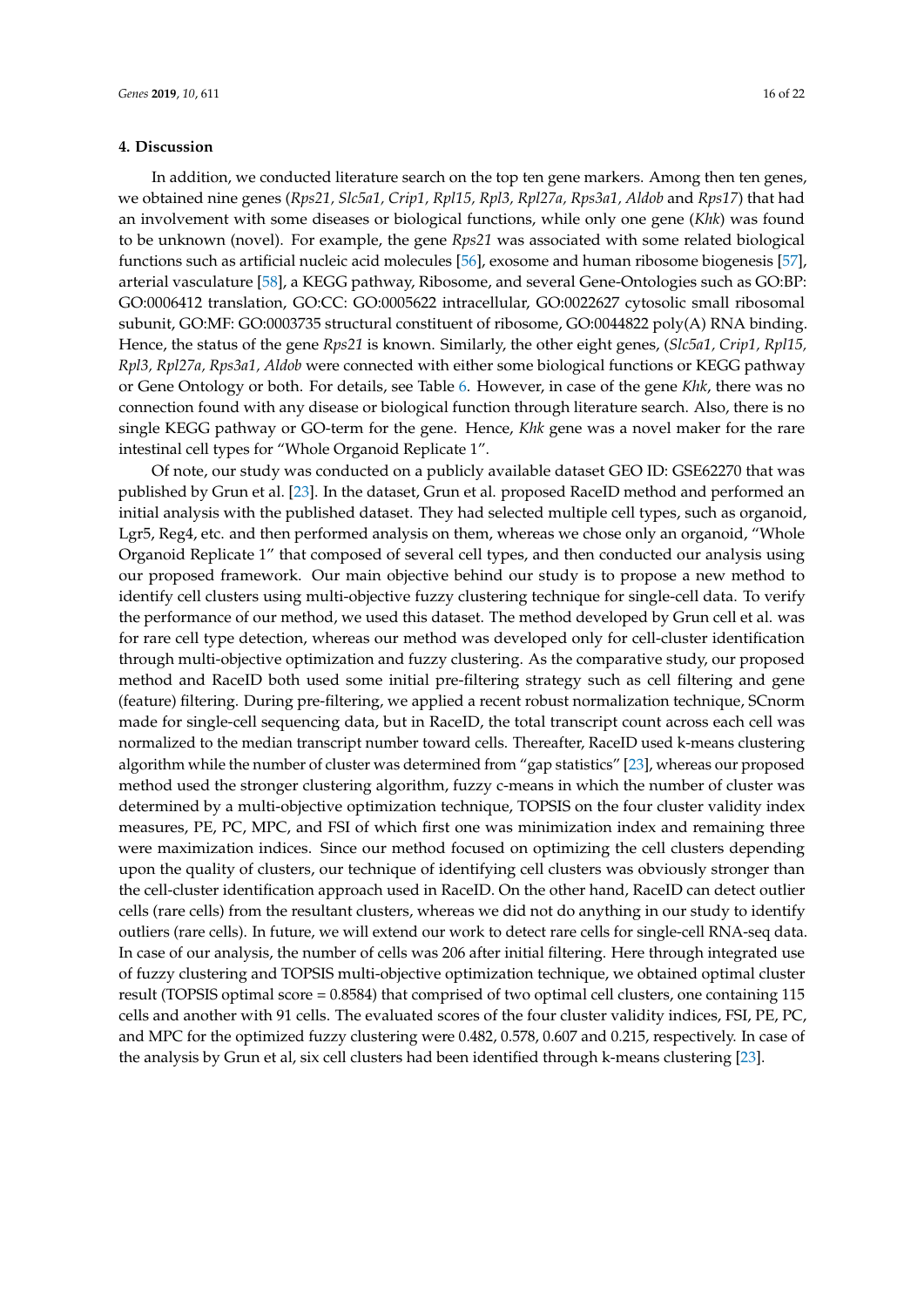## 4. Discussion

In addition, we conducted literature search on the top ten gene markers. Among then ten genes, we obtained nine genes (*Rps21, Slc5a1, Crip1, Rpl15, Rpl3, Rpl27a, Rps3a1, Aldob* and *Rps17*) that had an involvement with some diseases or biological functions, while only one gene (*Khk*) was found to be unknown (novel). For example, the gene *Rps21* was associated with some related biological functions such as artificial nucleic acid molecules [56], exosome and human ribosome biogenesis [57], arterial vasculature [58], a KEGG pathway, Ribosome, and several Gene-Ontologies such as GO:BP: GO:0006412 translation, GO:CC: GO:0005622 intracellular, GO:0022627 cytosolic small ribosomal subunit, GO:MF: GO:0003735 structural constituent of ribosome, GO:0044822 poly(A) RNA binding. Hence, the status of the gene *Rps21* is known. Similarly, the other eight genes, (*Slc5a1, Crip1, Rpl15, Rpl3, Rpl27a, Rps3a1, Aldob* were connected with either some biological functions or KEGG pathway or Gene Ontology or both. For details, see Table 6. However, in case of the gene *Khk*, there was no connection found with any disease or biological function through literature search. Also, there is no single KEGG pathway or GO-term for the gene. Hence, *Khk* gene was a novel maker for the rare intestinal cell types for "Whole Organoid Replicate 1".

Of note, our study was conducted on a publicly available dataset GEO ID: GSE62270 that was published by Grun et al. [23]. In the dataset, Grun et al. proposed RaceID method and performed an initial analysis with the published dataset. They had selected multiple cell types, such as organoid, Lgr5, Reg4, etc. and then performed analysis on them, whereas we chose only an organoid, "Whole Organoid Replicate 1" that composed of several cell types, and then conducted our analysis using our proposed framework. Our main objective behind our study is to propose a new method to identify cell clusters using multi-objective fuzzy clustering technique for single-cell data. To verify the performance of our method, we used this dataset. The method developed by Grun cell et al. was for rare cell type detection, whereas our method was developed only for cell-cluster identification through multi-objective optimization and fuzzy clustering. As the comparative study, our proposed method and RaceID both used some initial pre-filtering strategy such as cell filtering and gene (feature) filtering. During pre-filtering, we applied a recent robust normalization technique, SCnorm made for single-cell sequencing data, but in RaceID, the total transcript count across each cell was normalized to the median transcript number toward cells. Thereafter, RaceID used k-means clustering algorithm while the number of cluster was determined from "gap statistics" [23], whereas our proposed method used the stronger clustering algorithm, fuzzy c-means in which the number of cluster was determined by a multi-objective optimization technique, TOPSIS on the four cluster validity index measures, PE, PC, MPC, and FSI of which first one was minimization index and remaining three were maximization indices. Since our method focused on optimizing the cell clusters depending upon the quality of clusters, our technique of identifying cell clusters was obviously stronger than the cell-cluster identification approach used in RaceID. On the other hand, RaceID can detect outlier cells (rare cells) from the resultant clusters, whereas we did not do anything in our study to identify outliers (rare cells). In future, we will extend our work to detect rare cells for single-cell RNA-seq data. In case of our analysis, the number of cells was 206 after initial filtering. Here through integrated use of fuzzy clustering and TOPSIS multi-objective optimization technique, we obtained optimal cluster result (TOPSIS optimal score = 0.8584) that comprised of two optimal cell clusters, one containing 115 cells and another with 91 cells. The evaluated scores of the four cluster validity indices, FSI, PE, PC, and MPC for the optimized fuzzy clustering were 0.482, 0.578, 0.607 and 0.215, respectively. In case of the analysis by Grun et al, six cell clusters had been identified through k-means clustering [23].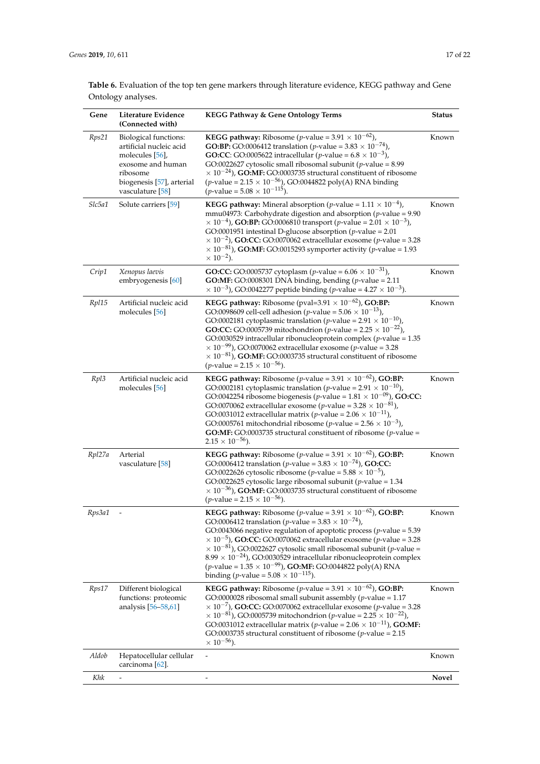**Table 6.** Evaluation of the top ten gene markers through literature evidence, KEGG pathway and Gene Ontology analyses.

| Gene | Literature Evidence (Connected with) | KEGG Pathway & Gene Ontology Terms | Status |
|---|---|---|---|
| *Rps21* | Biological functions: artificial nucleic acid molecules [56], exosome and human ribosome biogenesis [57], arterial vasculature [58] | **KEGG pathway:** Ribosome ($p$-value = $3.91 \times 10^{-62}$), **GO:BP:** GO:0006412 translation ($p$-value = $3.83 \times 10^{-74}$), **GO:CC**: GO:0005622 intracellular ($p$-value = $6.8 \times 10^{-3}$), GO:0022627 cytosolic small ribosomal subunit ($p$-value = $8.99 \times 10^{-24}$), **GO:MF:** GO:0003735 structural constituent of ribosome ($p$-value = $2.15 \times 10^{-56}$), GO:0044822 poly(A) RNA binding ($p$-value = $5.08 \times 10^{-115}$). | Known |
| *Slc5a1* | Solute carriers [59] | **KEGG pathway:** Mineral absorption ($p$-value = $1.11 \times 10^{-4}$), mmu04973: Carbohydrate digestion and absorption ($p$-value = $9.90 \times 10^{-4}$), **GO:BP:** GO:0006810 transport ($p$-value = $2.01 \times 10^{-3}$), GO:0001951 intestinal D-glucose absorption ($p$-value = $2.01 \times 10^{-2}$), **GO:CC:** GO:0070062 extracellular exosome ($p$-value = $3.28 \times 10^{-81}$), **GO:MF:** GO:0015293 symporter activity ($p$-value = $1.93 \times 10^{-2}$). | Known |
| *Crip1* | *Xenopus laevis* embryogenesis [60] | **GO:CC:** GO:0005737 cytoplasm ($p$-value = $6.06 \times 10^{-31}$), **GO:MF:** GO:0008301 DNA binding, bending ($p$-value = $2.11 \times 10^{-3}$), GO:0042277 peptide binding ($p$-value = $4.27 \times 10^{-3}$). | Known |
| *Rpl15* | Artificial nucleic acid molecules [56] | **KEGG pathway:** Ribosome ($p$-value=$3.91 \times 10^{-62}$), **GO:BP:** GO:0098609 cell-cell adhesion ($p$-value = $5.06 \times 10^{-13}$), GO:0002181 cytoplasmic translation ($p$-value = $2.91 \times 10^{-10}$), **GO:CC:** GO:0005739 mitochondrion ($p$-value = $2.25 \times 10^{-22}$), GO:0030529 intracellular ribonucleoprotein complex ($p$-value = $1.35 \times 10^{-99}$), GO:0070062 extracellular exosome ($p$-value = $3.28 \times 10^{-81}$), **GO:MF:** GO:0003735 structural constituent of ribosome ($p$-value = $2.15 \times 10^{-56}$). | Known |
| *Rpl3* | Artificial nucleic acid molecules [56] | **KEGG pathway:** Ribosome ($p$-value = $3.91 \times 10^{-62}$), **GO:BP:** GO:0002181 cytoplasmic translation ($p$-value = $2.91 \times 10^{-10}$), GO:0042254 ribosome biogenesis ($p$-value = $1.81 \times 10^{-09}$), **GO:CC:** GO:0070062 extracellular exosome ($p$-value = $3.28 \times 10^{-81}$), GO:0031012 extracellular matrix ($p$-value = $2.06 \times 10^{-11}$), GO:0005761 mitochondrial ribosome ($p$-value = $2.56 \times 10^{-3}$), **GO:MF:** GO:0003735 structural constituent of ribosome ($p$-value = $2.15 \times 10^{-56}$). | Known |
| *Rpl27a* | Arterial vasculature [58] | **KEGG pathway:** Ribosome ($p$-value = $3.91 \times 10^{-62}$), **GO:BP:** GO:0006412 translation ($p$-value = $3.83 \times 10^{-74}$), **GO:CC:** GO:0022626 cytosolic ribosome ($p$-value = $5.88 \times 10^{-5}$), GO:0022625 cytosolic large ribosomal subunit ($p$-value = $1.34 \times 10^{-36}$), **GO:MF:** GO:0003735 structural constituent of ribosome ($p$-value = $2.15 \times 10^{-56}$). | Known |
| *Rps3a1* | - | **KEGG pathway:** Ribosome ($p$-value = $3.91 \times 10^{-62}$), **GO:BP:** GO:0006412 translation ($p$-value = $3.83 \times 10^{-74}$), GO:0043066 negative regulation of apoptotic process ($p$-value = $5.39 \times 10^{-5}$), **GO:CC:** GO:0070062 extracellular exosome ($p$-value = $3.28 \times 10^{-81}$), GO:0022627 cytosolic small ribosomal subunit ($p$-value = $8.99 \times 10^{-24}$), GO:0030529 intracellular ribonucleoprotein complex ($p$-value = $1.35 \times 10^{-99}$), **GO:MF:** GO:0044822 poly(A) RNA binding ($p$-value = $5.08 \times 10^{-115}$). | Known |
| *Rps17* | Different biological functions: proteomic analysis [56–58,61] | **KEGG pathway:** Ribosome ($p$-value = $3.91 \times 10^{-62}$), **GO:BP:** GO:0000028 ribosomal small subunit assembly ($p$-value = $1.17 \times 10^{-7}$), **GO:CC:** GO:0070062 extracellular exosome ($p$-value = $3.28 \times 10^{-81}$), GO:0005739 mitochondrion ($p$-value = $2.25 \times 10^{-22}$), GO:0031012 extracellular matrix ($p$-value = $2.06 \times 10^{-11}$), **GO:MF:** GO:0003735 structural constituent of ribosome ($p$-value = $2.15 \times 10^{-56}$). | Known |
| *Aldob* | Hepatocellular cellular carcinoma [62]. | - | Known |
| *Khk* | - | - | **Novel** |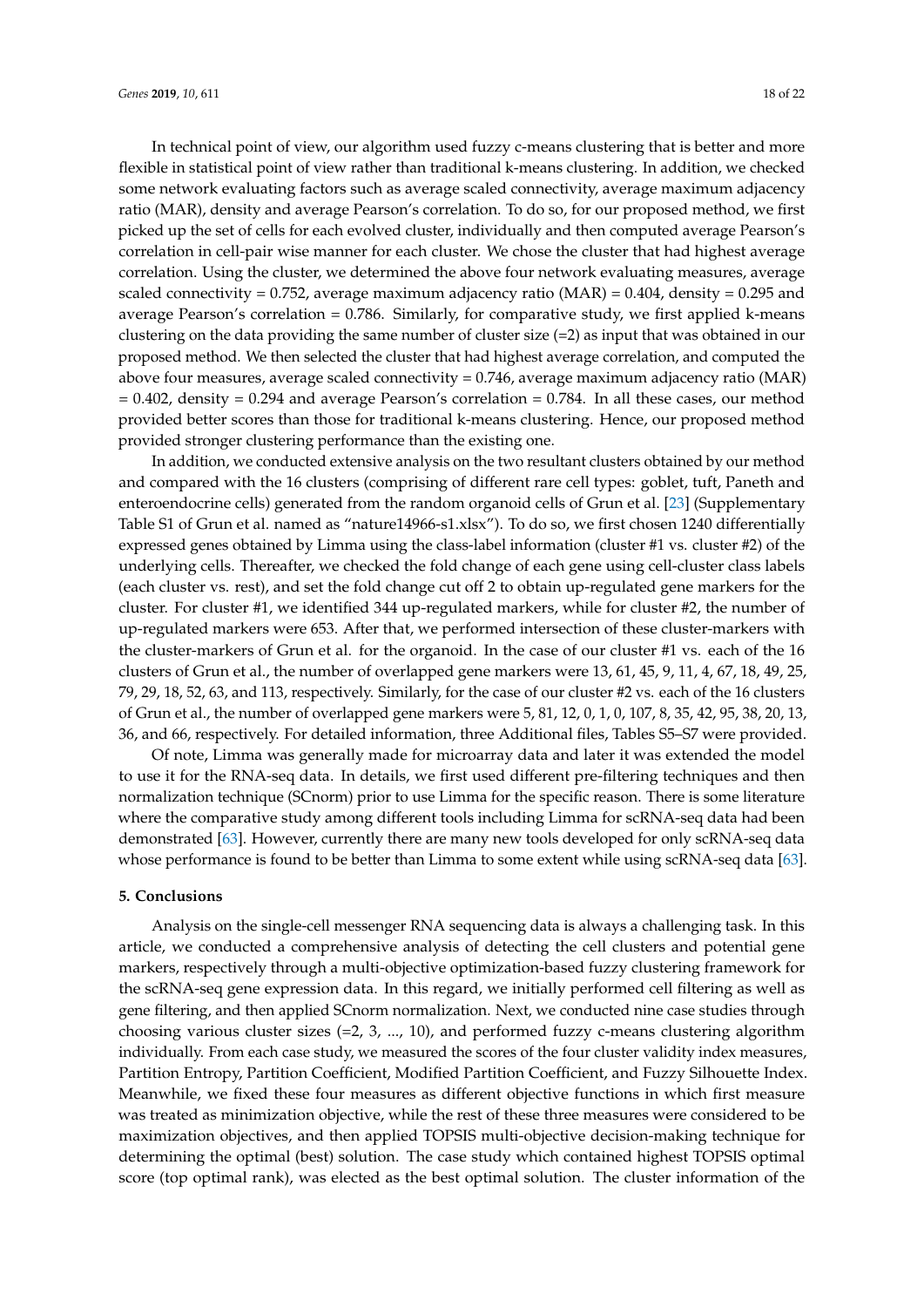In technical point of view, our algorithm used fuzzy c-means clustering that is better and more flexible in statistical point of view rather than traditional k-means clustering. In addition, we checked some network evaluating factors such as average scaled connectivity, average maximum adjacency ratio (MAR), density and average Pearson's correlation. To do so, for our proposed method, we first picked up the set of cells for each evolved cluster, individually and then computed average Pearson's correlation in cell-pair wise manner for each cluster. We chose the cluster that had highest average correlation. Using the cluster, we determined the above four network evaluating measures, average scaled connectivity = 0.752, average maximum adjacency ratio (MAR) = 0.404, density = 0.295 and average Pearson's correlation = 0.786. Similarly, for comparative study, we first applied k-means clustering on the data providing the same number of cluster size (=2) as input that was obtained in our proposed method. We then selected the cluster that had highest average correlation, and computed the above four measures, average scaled connectivity = 0.746, average maximum adjacency ratio (MAR) = 0.402, density = 0.294 and average Pearson's correlation = 0.784. In all these cases, our method provided better scores than those for traditional k-means clustering. Hence, our proposed method provided stronger clustering performance than the existing one.

In addition, we conducted extensive analysis on the two resultant clusters obtained by our method and compared with the 16 clusters (comprising of different rare cell types: goblet, tuft, Paneth and enteroendocrine cells) generated from the random organoid cells of Grun et al. [23] (Supplementary Table S1 of Grun et al. named as "nature14966-s1.xlsx"). To do so, we first chosen 1240 differentially expressed genes obtained by Limma using the class-label information (cluster #1 vs. cluster #2) of the underlying cells. Thereafter, we checked the fold change of each gene using cell-cluster class labels (each cluster vs. rest), and set the fold change cut off 2 to obtain up-regulated gene markers for the cluster. For cluster #1, we identified 344 up-regulated markers, while for cluster #2, the number of up-regulated markers were 653. After that, we performed intersection of these cluster-markers with the cluster-markers of Grun et al. for the organoid. In the case of our cluster #1 vs. each of the 16 clusters of Grun et al., the number of overlapped gene markers were 13, 61, 45, 9, 11, 4, 67, 18, 49, 25, 79, 29, 18, 52, 63, and 113, respectively. Similarly, for the case of our cluster #2 vs. each of the 16 clusters of Grun et al., the number of overlapped gene markers were 5, 81, 12, 0, 1, 0, 107, 8, 35, 42, 95, 38, 20, 13, 36, and 66, respectively. For detailed information, three Additional files, Tables S5–S7 were provided.

Of note, Limma was generally made for microarray data and later it was extended the model to use it for the RNA-seq data. In details, we first used different pre-filtering techniques and then normalization technique (SCnorm) prior to use Limma for the specific reason. There is some literature where the comparative study among different tools including Limma for scRNA-seq data had been demonstrated [63]. However, currently there are many new tools developed for only scRNA-seq data whose performance is found to be better than Limma to some extent while using scRNA-seq data [63].

## 5. Conclusions

Analysis on the single-cell messenger RNA sequencing data is always a challenging task. In this article, we conducted a comprehensive analysis of detecting the cell clusters and potential gene markers, respectively through a multi-objective optimization-based fuzzy clustering framework for the scRNA-seq gene expression data. In this regard, we initially performed cell filtering as well as gene filtering, and then applied SCnorm normalization. Next, we conducted nine case studies through choosing various cluster sizes (=2, 3, ..., 10), and performed fuzzy c-means clustering algorithm individually. From each case study, we measured the scores of the four cluster validity index measures, Partition Entropy, Partition Coefficient, Modified Partition Coefficient, and Fuzzy Silhouette Index. Meanwhile, we fixed these four measures as different objective functions in which first measure was treated as minimization objective, while the rest of these three measures were considered to be maximization objectives, and then applied TOPSIS multi-objective decision-making technique for determining the optimal (best) solution. The case study which contained highest TOPSIS optimal score (top optimal rank), was elected as the best optimal solution. The cluster information of the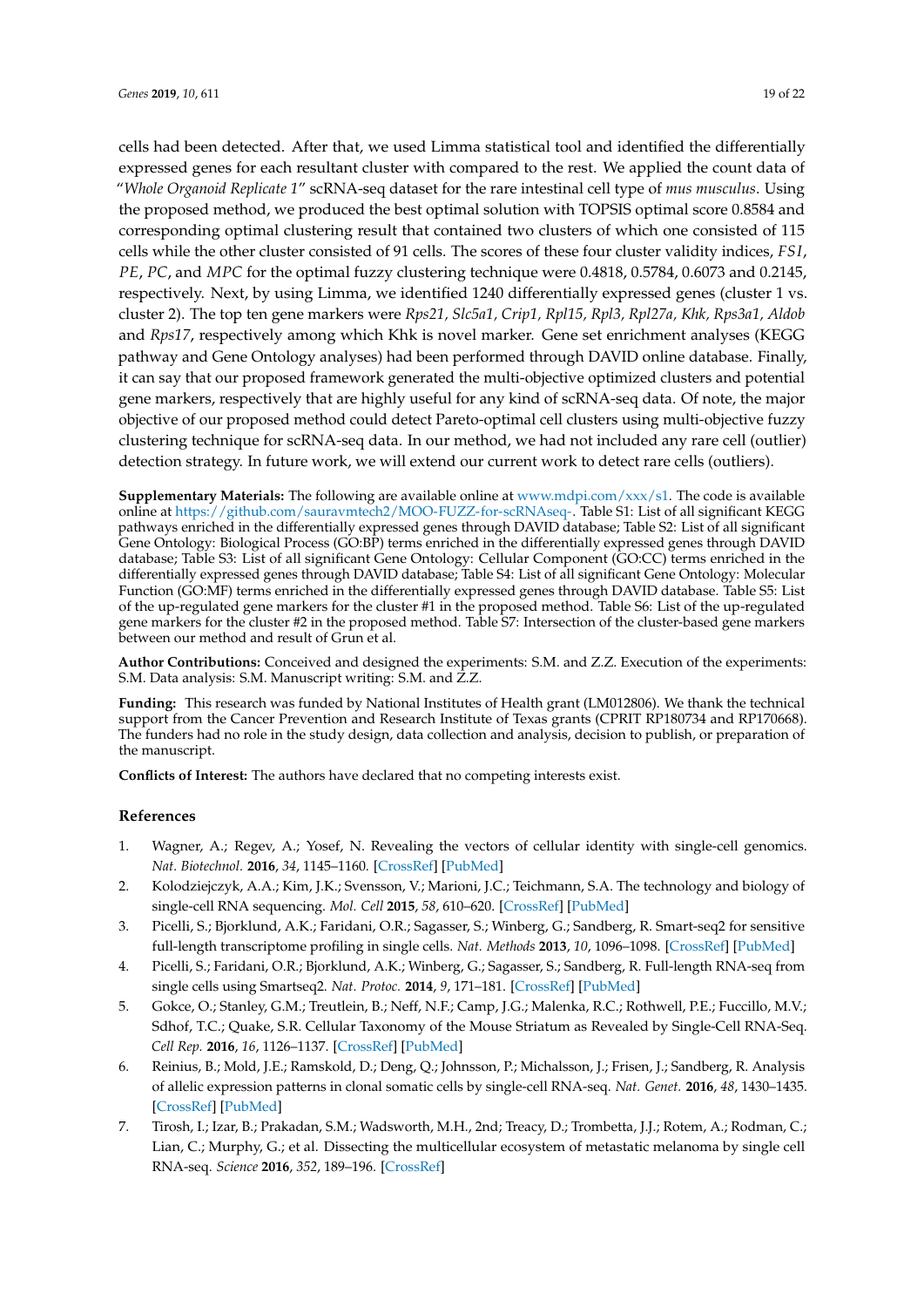cells had been detected. After that, we used Limma statistical tool and identified the differentially expressed genes for each resultant cluster with compared to the rest. We applied the count data of "*Whole Organoid Replicate 1*" scRNA-seq dataset for the rare intestinal cell type of *mus musculus*. Using the proposed method, we produced the best optimal solution with TOPSIS optimal score 0.8584 and corresponding optimal clustering result that contained two clusters of which one consisted of 115 cells while the other cluster consisted of 91 cells. The scores of these four cluster validity indices, *FSI*, *PE*, *PC*, and *MPC* for the optimal fuzzy clustering technique were 0.4818, 0.5784, 0.6073 and 0.2145, respectively. Next, by using Limma, we identified 1240 differentially expressed genes (cluster 1 vs. cluster 2). The top ten gene markers were *Rps21, Slc5a1, Crip1, Rpl15, Rpl3, Rpl27a, Khk, Rps3a1, Aldob* and *Rps17*, respectively among which Khk is novel marker. Gene set enrichment analyses (KEGG pathway and Gene Ontology analyses) had been performed through DAVID online database. Finally, it can say that our proposed framework generated the multi-objective optimized clusters and potential gene markers, respectively that are highly useful for any kind of scRNA-seq data. Of note, the major objective of our proposed method could detect Pareto-optimal cell clusters using multi-objective fuzzy clustering technique for scRNA-seq data. In our method, we had not included any rare cell (outlier) detection strategy. In future work, we will extend our current work to detect rare cells (outliers).

**Supplementary Materials:** The following are available online at www.mdpi.com/xxx/s1. The code is available online at https://github.com/sauravmtech2/MOO-FUZZ-for-scRNAseq-. Table S1: List of all significant KEGG pathways enriched in the differentially expressed genes through DAVID database; Table S2: List of all significant Gene Ontology: Biological Process (GO:BP) terms enriched in the differentially expressed genes through DAVID database; Table S3: List of all significant Gene Ontology: Cellular Component (GO:CC) terms enriched in the differentially expressed genes through DAVID database; Table S4: List of all significant Gene Ontology: Molecular Function (GO:MF) terms enriched in the differentially expressed genes through DAVID database. Table S5: List of the up-regulated gene markers for the cluster #1 in the proposed method. Table S6: List of the up-regulated gene markers for the cluster #2 in the proposed method. Table S7: Intersection of the cluster-based gene markers between our method and result of Grun et al.

**Author Contributions:** Conceived and designed the experiments: S.M. and Z.Z. Execution of the experiments: S.M. Data analysis: S.M. Manuscript writing: S.M. and Z.Z.

**Funding:** This research was funded by National Institutes of Health grant (LM012806). We thank the technical support from the Cancer Prevention and Research Institute of Texas grants (CPRIT RP180734 and RP170668). The funders had no role in the study design, data collection and analysis, decision to publish, or preparation of the manuscript.

**Conflicts of Interest:** The authors have declared that no competing interests exist.

## References

1. Wagner, A.; Regev, A.; Yosef, N. Revealing the vectors of cellular identity with single-cell genomics. *Nat. Biotechnol.* **2016**, *34*, 1145–1160. [CrossRef] [PubMed]
2. Kolodziejczyk, A.A.; Kim, J.K.; Svensson, V.; Marioni, J.C.; Teichmann, S.A. The technology and biology of single-cell RNA sequencing. *Mol. Cell* **2015**, *58*, 610–620. [CrossRef] [PubMed]
3. Picelli, S.; Bjorklund, A.K.; Faridani, O.R.; Sagasser, S.; Winberg, G.; Sandberg, R. Smart-seq2 for sensitive full-length transcriptome profiling in single cells. *Nat. Methods* **2013**, *10*, 1096–1098. [CrossRef] [PubMed]
4. Picelli, S.; Faridani, O.R.; Bjorklund, A.K.; Winberg, G.; Sagasser, S.; Sandberg, R. Full-length RNA-seq from single cells using Smartseq2. *Nat. Protoc.* **2014**, *9*, 171–181. [CrossRef] [PubMed]
5. Gokce, O.; Stanley, G.M.; Treutlein, B.; Neff, N.F.; Camp, J.G.; Malenka, R.C.; Rothwell, P.E.; Fuccillo, M.V.; Sdhof, T.C.; Quake, S.R. Cellular Taxonomy of the Mouse Striatum as Revealed by Single-Cell RNA-Seq. *Cell Rep.* **2016**, *16*, 1126–1137. [CrossRef] [PubMed]
6. Reinius, B.; Mold, J.E.; Ramskold, D.; Deng, Q.; Johnsson, P.; Michalsson, J.; Frisen, J.; Sandberg, R. Analysis of allelic expression patterns in clonal somatic cells by single-cell RNA-seq. *Nat. Genet.* **2016**, *48*, 1430–1435. [CrossRef] [PubMed]
7. Tirosh, I.; Izar, B.; Prakadan, S.M.; Wadsworth, M.H., 2nd; Treacy, D.; Trombetta, J.J.; Rotem, A.; Rodman, C.; Lian, C.; Murphy, G.; et al. Dissecting the multicellular ecosystem of metastatic melanoma by single cell RNA-seq. *Science* **2016**, *352*, 189–196. [CrossRef]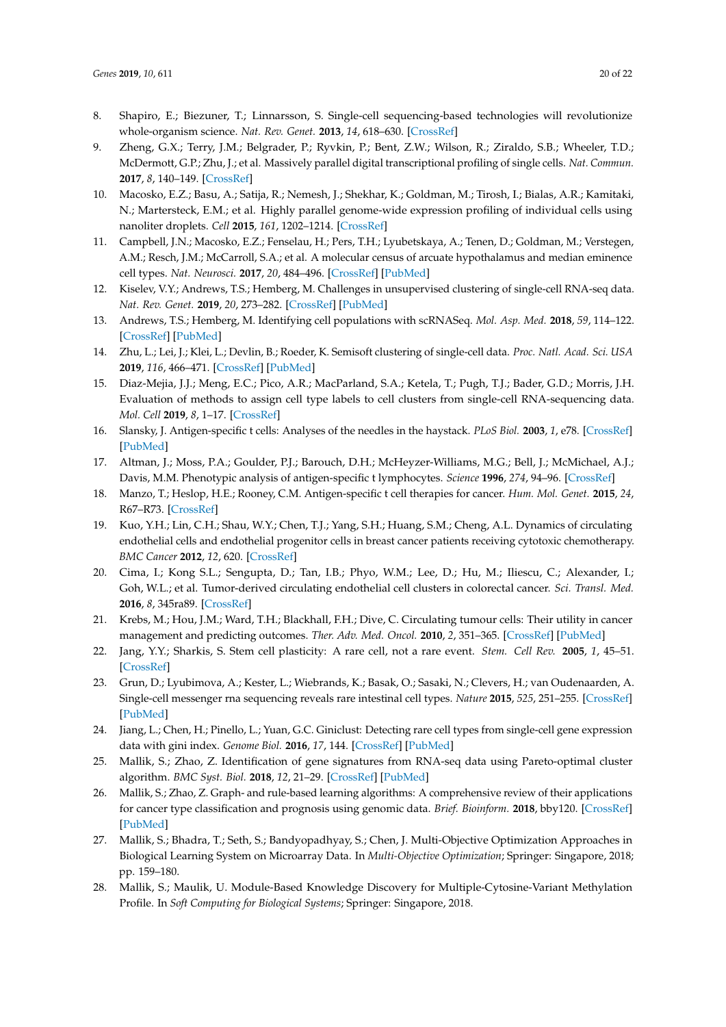8. Shapiro, E.; Biezuner, T.; Linnarsson, S. Single-cell sequencing-based technologies will revolutionize whole-organism science. *Nat. Rev. Genet.* **2013**, *14*, 618–630. [CrossRef]
9. Zheng, G.X.; Terry, J.M.; Belgrader, P.; Ryvkin, P.; Bent, Z.W.; Wilson, R.; Ziraldo, S.B.; Wheeler, T.D.; McDermott, G.P.; Zhu, J.; et al. Massively parallel digital transcriptional profiling of single cells. *Nat. Commun.* **2017**, *8*, 140–149. [CrossRef]
10. Macosko, E.Z.; Basu, A.; Satija, R.; Nemesh, J.; Shekhar, K.; Goldman, M.; Tirosh, I.; Bialas, A.R.; Kamitaki, N.; Martersteck, E.M.; et al. Highly parallel genome-wide expression profiling of individual cells using nanoliter droplets. *Cell* **2015**, *161*, 1202–1214. [CrossRef]
11. Campbell, J.N.; Macosko, E.Z.; Fenselau, H.; Pers, T.H.; Lyubetskaya, A.; Tenen, D.; Goldman, M.; Verstegen, A.M.; Resch, J.M.; McCarroll, S.A.; et al. A molecular census of arcuate hypothalamus and median eminence cell types. *Nat. Neurosci.* **2017**, *20*, 484–496. [CrossRef] [PubMed]
12. Kiselev, V.Y.; Andrews, T.S.; Hemberg, M. Challenges in unsupervised clustering of single-cell RNA-seq data. *Nat. Rev. Genet.* **2019**, *20*, 273–282. [CrossRef] [PubMed]
13. Andrews, T.S.; Hemberg, M. Identifying cell populations with scRNASeq. *Mol. Asp. Med.* **2018**, *59*, 114–122. [CrossRef] [PubMed]
14. Zhu, L.; Lei, J.; Klei, L.; Devlin, B.; Roeder, K. Semisoft clustering of single-cell data. *Proc. Natl. Acad. Sci. USA* **2019**, *116*, 466–471. [CrossRef] [PubMed]
15. Diaz-Mejia, J.J.; Meng, E.C.; Pico, A.R.; MacParland, S.A.; Ketela, T.; Pugh, T.J.; Bader, G.D.; Morris, J.H. Evaluation of methods to assign cell type labels to cell clusters from single-cell RNA-sequencing data. *Mol. Cell* **2019**, *8*, 1–17. [CrossRef]
16. Slansky, J. Antigen-specific t cells: Analyses of the needles in the haystack. *PLoS Biol.* **2003**, *1*, e78. [CrossRef] [PubMed]
17. Altman, J.; Moss, P.A.; Goulder, P.J.; Barouch, D.H.; McHeyzer-Williams, M.G.; Bell, J.; McMichael, A.J.; Davis, M.M. Phenotypic analysis of antigen-specific t lymphocytes. *Science* **1996**, *274*, 94–96. [CrossRef]
18. Manzo, T.; Heslop, H.E.; Rooney, C.M. Antigen-specific t cell therapies for cancer. *Hum. Mol. Genet.* **2015**, *24*, R67–R73. [CrossRef]
19. Kuo, Y.H.; Lin, C.H.; Shau, W.Y.; Chen, T.J.; Yang, S.H.; Huang, S.M.; Cheng, A.L. Dynamics of circulating endothelial cells and endothelial progenitor cells in breast cancer patients receiving cytotoxic chemotherapy. *BMC Cancer* **2012**, *12*, 620. [CrossRef]
20. Cima, I.; Kong S.L.; Sengupta, D.; Tan, I.B.; Phyo, W.M.; Lee, D.; Hu, M.; Iliescu, C.; Alexander, I.; Goh, W.L.; et al. Tumor-derived circulating endothelial cell clusters in colorectal cancer. *Sci. Transl. Med.* **2016**, *8*, 345ra89. [CrossRef]
21. Krebs, M.; Hou, J.M.; Ward, T.H.; Blackhall, F.H.; Dive, C. Circulating tumour cells: Their utility in cancer management and predicting outcomes. *Ther. Adv. Med. Oncol.* **2010**, *2*, 351–365. [CrossRef] [PubMed]
22. Jang, Y.Y.; Sharkis, S. Stem cell plasticity: A rare cell, not a rare event. *Stem. Cell Rev.* **2005**, *1*, 45–51. [CrossRef]
23. Grun, D.; Lyubimova, A.; Kester, L.; Wiebrands, K.; Basak, O.; Sasaki, N.; Clevers, H.; van Oudenaarden, A. Single-cell messenger rna sequencing reveals rare intestinal cell types. *Nature* **2015**, *525*, 251–255. [CrossRef] [PubMed]
24. Jiang, L.; Chen, H.; Pinello, L.; Yuan, G.C. Giniclust: Detecting rare cell types from single-cell gene expression data with gini index. *Genome Biol.* **2016**, *17*, 144. [CrossRef] [PubMed]
25. Mallik, S.; Zhao, Z. Identification of gene signatures from RNA-seq data using Pareto-optimal cluster algorithm. *BMC Syst. Biol.* **2018**, *12*, 21–29. [CrossRef] [PubMed]
26. Mallik, S.; Zhao, Z. Graph- and rule-based learning algorithms: A comprehensive review of their applications for cancer type classification and prognosis using genomic data. *Brief. Bioinform.* **2018**, bby120. [CrossRef] [PubMed]
27. Mallik, S.; Bhadra, T.; Seth, S.; Bandyopadhyay, S.; Chen, J. Multi-Objective Optimization Approaches in Biological Learning System on Microarray Data. In *Multi-Objective Optimization*; Springer: Singapore, 2018; pp. 159–180.
28. Mallik, S.; Maulik, U. Module-Based Knowledge Discovery for Multiple-Cytosine-Variant Methylation Profile. In *Soft Computing for Biological Systems*; Springer: Singapore, 2018.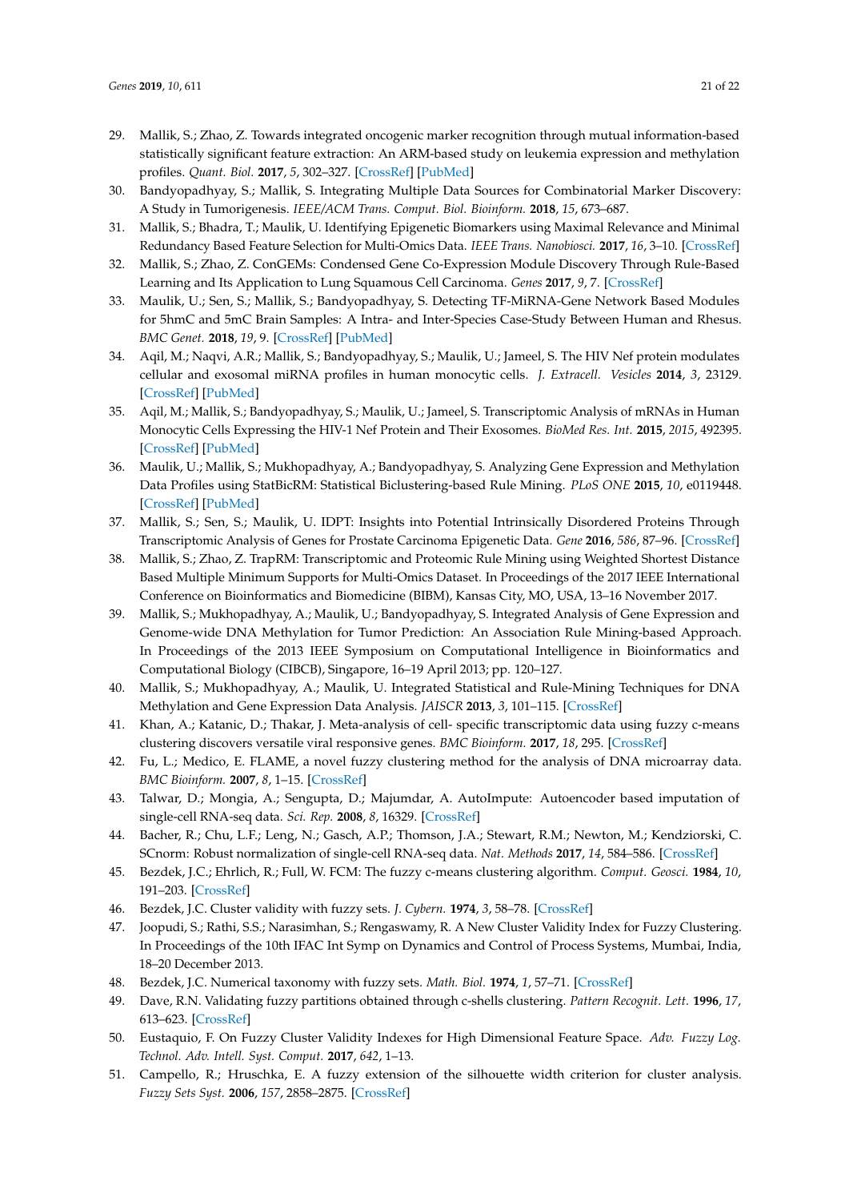29. Mallik, S.; Zhao, Z. Towards integrated oncogenic marker recognition through mutual information-based statistically significant feature extraction: An ARM-based study on leukemia expression and methylation profiles. *Quant. Biol.* **2017**, *5*, 302–327. [CrossRef] [PubMed]
30. Bandyopadhyay, S.; Mallik, S. Integrating Multiple Data Sources for Combinatorial Marker Discovery: A Study in Tumorigenesis. *IEEE/ACM Trans. Comput. Biol. Bioinform.* **2018**, *15*, 673–687.
31. Mallik, S.; Bhadra, T.; Maulik, U. Identifying Epigenetic Biomarkers using Maximal Relevance and Minimal Redundancy Based Feature Selection for Multi-Omics Data. *IEEE Trans. Nanobiosci.* **2017**, *16*, 3–10. [CrossRef]
32. Mallik, S.; Zhao, Z. ConGEMs: Condensed Gene Co-Expression Module Discovery Through Rule-Based Learning and Its Application to Lung Squamous Cell Carcinoma. *Genes* **2017**, *9*, 7. [CrossRef]
33. Maulik, U.; Sen, S.; Mallik, S.; Bandyopadhyay, S. Detecting TF-MiRNA-Gene Network Based Modules for 5hmC and 5mC Brain Samples: A Intra- and Inter-Species Case-Study Between Human and Rhesus. *BMC Genet.* **2018**, *19*, 9. [CrossRef] [PubMed]
34. Aqil, M.; Naqvi, A.R.; Mallik, S.; Bandyopadhyay, S.; Maulik, U.; Jameel, S. The HIV Nef protein modulates cellular and exosomal miRNA profiles in human monocytic cells. *J. Extracell. Vesicles* **2014**, *3*, 23129. [CrossRef] [PubMed]
35. Aqil, M.; Mallik, S.; Bandyopadhyay, S.; Maulik, U.; Jameel, S. Transcriptomic Analysis of mRNAs in Human Monocytic Cells Expressing the HIV-1 Nef Protein and Their Exosomes. *BioMed Res. Int.* **2015**, *2015*, 492395. [CrossRef] [PubMed]
36. Maulik, U.; Mallik, S.; Mukhopadhyay, A.; Bandyopadhyay, S. Analyzing Gene Expression and Methylation Data Profiles using StatBicRM: Statistical Biclustering-based Rule Mining. *PLoS ONE* **2015**, *10*, e0119448. [CrossRef] [PubMed]
37. Mallik, S.; Sen, S.; Maulik, U. IDPT: Insights into Potential Intrinsically Disordered Proteins Through Transcriptomic Analysis of Genes for Prostate Carcinoma Epigenetic Data. *Gene* **2016**, *586*, 87–96. [CrossRef]
38. Mallik, S.; Zhao, Z. TrapRM: Transcriptomic and Proteomic Rule Mining using Weighted Shortest Distance Based Multiple Minimum Supports for Multi-Omics Dataset. In Proceedings of the 2017 IEEE International Conference on Bioinformatics and Biomedicine (BIBM), Kansas City, MO, USA, 13–16 November 2017.
39. Mallik, S.; Mukhopadhyay, A.; Maulik, U.; Bandyopadhyay, S. Integrated Analysis of Gene Expression and Genome-wide DNA Methylation for Tumor Prediction: An Association Rule Mining-based Approach. In Proceedings of the 2013 IEEE Symposium on Computational Intelligence in Bioinformatics and Computational Biology (CIBCB), Singapore, 16–19 April 2013; pp. 120–127.
40. Mallik, S.; Mukhopadhyay, A.; Maulik, U. Integrated Statistical and Rule-Mining Techniques for DNA Methylation and Gene Expression Data Analysis. *JAISCR* **2013**, *3*, 101–115. [CrossRef]
41. Khan, A.; Katanic, D.; Thakar, J. Meta-analysis of cell- specific transcriptomic data using fuzzy c-means clustering discovers versatile viral responsive genes. *BMC Bioinform.* **2017**, *18*, 295. [CrossRef]
42. Fu, L.; Medico, E. FLAME, a novel fuzzy clustering method for the analysis of DNA microarray data. *BMC Bioinform.* **2007**, *8*, 1–15. [CrossRef]
43. Talwar, D.; Mongia, A.; Sengupta, D.; Majumdar, A. AutoImpute: Autoencoder based imputation of single-cell RNA-seq data. *Sci. Rep.* **2008**, *8*, 16329. [CrossRef]
44. Bacher, R.; Chu, L.F.; Leng, N.; Gasch, A.P.; Thomson, J.A.; Stewart, R.M.; Newton, M.; Kendziorski, C. SCnorm: Robust normalization of single-cell RNA-seq data. *Nat. Methods* **2017**, *14*, 584–586. [CrossRef]
45. Bezdek, J.C.; Ehrlich, R.; Full, W. FCM: The fuzzy c-means clustering algorithm. *Comput. Geosci.* **1984**, *10*, 191–203. [CrossRef]
46. Bezdek, J.C. Cluster validity with fuzzy sets. *J. Cybern.* **1974**, *3*, 58–78. [CrossRef]
47. Joopudi, S.; Rathi, S.S.; Narasimhan, S.; Rengaswamy, R. A New Cluster Validity Index for Fuzzy Clustering. In Proceedings of the 10th IFAC Int Symp on Dynamics and Control of Process Systems, Mumbai, India, 18–20 December 2013.
48. Bezdek, J.C. Numerical taxonomy with fuzzy sets. *Math. Biol.* **1974**, *1*, 57–71. [CrossRef]
49. Dave, R.N. Validating fuzzy partitions obtained through c-shells clustering. *Pattern Recognit. Lett.* **1996**, *17*, 613–623. [CrossRef]
50. Eustaquio, F. On Fuzzy Cluster Validity Indexes for High Dimensional Feature Space. *Adv. Fuzzy Log. Technol. Adv. Intell. Syst. Comput.* **2017**, *642*, 1–13.
51. Campello, R.; Hruschka, E. A fuzzy extension of the silhouette width criterion for cluster analysis. *Fuzzy Sets Syst.* **2006**, *157*, 2858–2875. [CrossRef]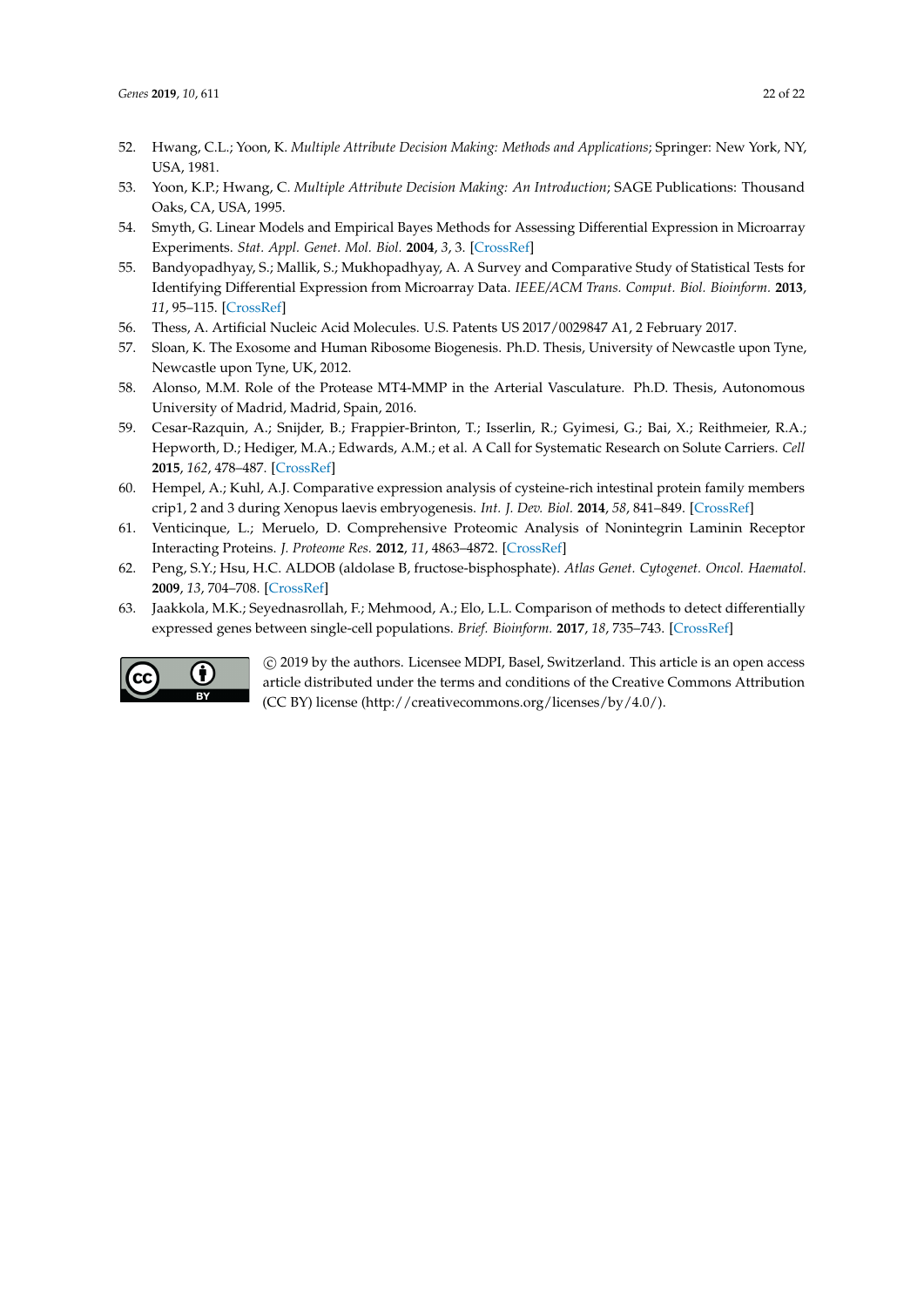52. Hwang, C.L.; Yoon, K. *Multiple Attribute Decision Making: Methods and Applications*; Springer: New York, NY, USA, 1981.
53. Yoon, K.P.; Hwang, C. *Multiple Attribute Decision Making: An Introduction*; SAGE Publications: Thousand Oaks, CA, USA, 1995.
54. Smyth, G. Linear Models and Empirical Bayes Methods for Assessing Differential Expression in Microarray Experiments. *Stat. Appl. Genet. Mol. Biol.* **2004**, *3*, 3. [CrossRef]
55. Bandyopadhyay, S.; Mallik, S.; Mukhopadhyay, A. A Survey and Comparative Study of Statistical Tests for Identifying Differential Expression from Microarray Data. *IEEE/ACM Trans. Comput. Biol. Bioinform.* **2013**, *11*, 95–115. [CrossRef]
56. Thess, A. Artificial Nucleic Acid Molecules. U.S. Patents US 2017/0029847 A1, 2 February 2017.
57. Sloan, K. The Exosome and Human Ribosome Biogenesis. Ph.D. Thesis, University of Newcastle upon Tyne, Newcastle upon Tyne, UK, 2012.
58. Alonso, M.M. Role of the Protease MT4-MMP in the Arterial Vasculature. Ph.D. Thesis, Autonomous University of Madrid, Madrid, Spain, 2016.
59. Cesar-Razquin, A.; Snijder, B.; Frappier-Brinton, T.; Isserlin, R.; Gyimesi, G.; Bai, X.; Reithmeier, R.A.; Hepworth, D.; Hediger, M.A.; Edwards, A.M.; et al. A Call for Systematic Research on Solute Carriers. *Cell* **2015**, *162*, 478–487. [CrossRef]
60. Hempel, A.; Kuhl, A.J. Comparative expression analysis of cysteine-rich intestinal protein family members crip1, 2 and 3 during Xenopus laevis embryogenesis. *Int. J. Dev. Biol.* **2014**, *58*, 841–849. [CrossRef]
61. Venticinque, L.; Meruelo, D. Comprehensive Proteomic Analysis of Nonintegrin Laminin Receptor Interacting Proteins. *J. Proteome Res.* **2012**, *11*, 4863–4872. [CrossRef]
62. Peng, S.Y.; Hsu, H.C. ALDOB (aldolase B, fructose-bisphosphate). *Atlas Genet. Cytogenet. Oncol. Haematol.* **2009**, *13*, 704–708. [CrossRef]
63. Jaakkola, M.K.; Seyednasrollah, F.; Mehmood, A.; Elo, L.L. Comparison of methods to detect differentially expressed genes between single-cell populations. *Brief. Bioinform.* **2017**, *18*, 735–743. [CrossRef]

© 2019 by the authors. Licensee MDPI, Basel, Switzerland. This article is an open access article distributed under the terms and conditions of the Creative Commons Attribution (CC BY) license (http://creativecommons.org/licenses/by/4.0/).